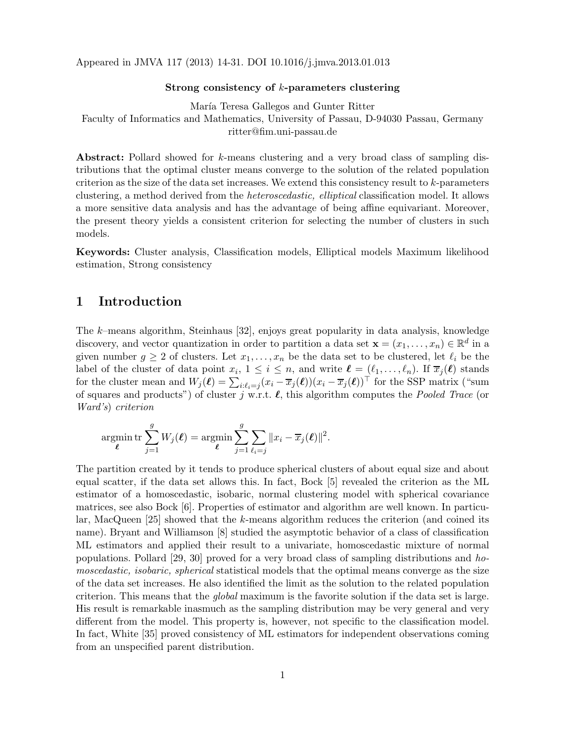Appeared in JMVA 117 (2013) 14-31. DOI 10.1016/j.jmva.2013.01.013

**Strong consistency of $k$-parameters clustering**

María Teresa Gallegos and Gunter Ritter
Faculty of Informatics and Mathematics, University of Passau, D-94030 Passau, Germany
ritter@fim.uni-passau.de

**Abstract:** Pollard showed for $k$-means clustering and a very broad class of sampling distributions that the optimal cluster means converge to the solution of the related population criterion as the size of the data set increases. We extend this consistency result to $k$-parameters clustering, a method derived from the *heteroscedastic, elliptical* classification model. It allows a more sensitive data analysis and has the advantage of being affine equivariant. Moreover, the present theory yields a consistent criterion for selecting the number of clusters in such models.

**Keywords:** Cluster analysis, Classification models, Elliptical models Maximum likelihood estimation, Strong consistency

# 1 Introduction

The $k$–means algorithm, Steinhaus [32], enjoys great popularity in data analysis, knowledge discovery, and vector quantization in order to partition a data set $\mathbf{x} = (x_1, \ldots, x_n) \in \mathbb{R}^d$ in a given number $g \geq 2$ of clusters. Let $x_1, \ldots, x_n$ be the data set to be clustered, let $\ell_i$ be the label of the cluster of data point $x_i$, $1 \leq i \leq n$, and write $\boldsymbol{\ell} = (\ell_1, \ldots, \ell_n)$. If $\overline{x}_j(\boldsymbol{\ell})$ stands for the cluster mean and $W_j(\boldsymbol{\ell}) = \sum_{i:\ell_i=j}(x_i - \overline{x}_j(\boldsymbol{\ell}))(x_i - \overline{x}_j(\boldsymbol{\ell}))^\top$ for the SSP matrix ("sum of squares and products") of cluster $j$ w.r.t. $\boldsymbol{\ell}$, this algorithm computes the *Pooled Trace* (or *Ward's*) *criterion*

$$\underset{\boldsymbol{\ell}}{\operatorname{argmin}} \operatorname{tr} \sum_{j=1}^{g} W_j(\boldsymbol{\ell}) = \underset{\boldsymbol{\ell}}{\operatorname{argmin}} \sum_{j=1}^{g} \sum_{\ell_i=j} \|x_i - \overline{x}_j(\boldsymbol{\ell})\|^2.$$

The partition created by it tends to produce spherical clusters of about equal size and about equal scatter, if the data set allows this. In fact, Bock [5] revealed the criterion as the ML estimator of a homoscedastic, isobaric, normal clustering model with spherical covariance matrices, see also Bock [6]. Properties of estimator and algorithm are well known. In particular, MacQueen [25] showed that the $k$-means algorithm reduces the criterion (and coined its name). Bryant and Williamson [8] studied the asymptotic behavior of a class of classification ML estimators and applied their result to a univariate, homoscedastic mixture of normal populations. Pollard [29, 30] proved for a very broad class of sampling distributions and *homoscedastic, isobaric, spherical* statistical models that the optimal means converge as the size of the data set increases. He also identified the limit as the solution to the related population criterion. This means that the *global* maximum is the favorite solution if the data set is large. His result is remarkable inasmuch as the sampling distribution may be very general and very different from the model. This property is, however, not specific to the classification model. In fact, White [35] proved consistency of ML estimators for independent observations coming from an unspecified parent distribution.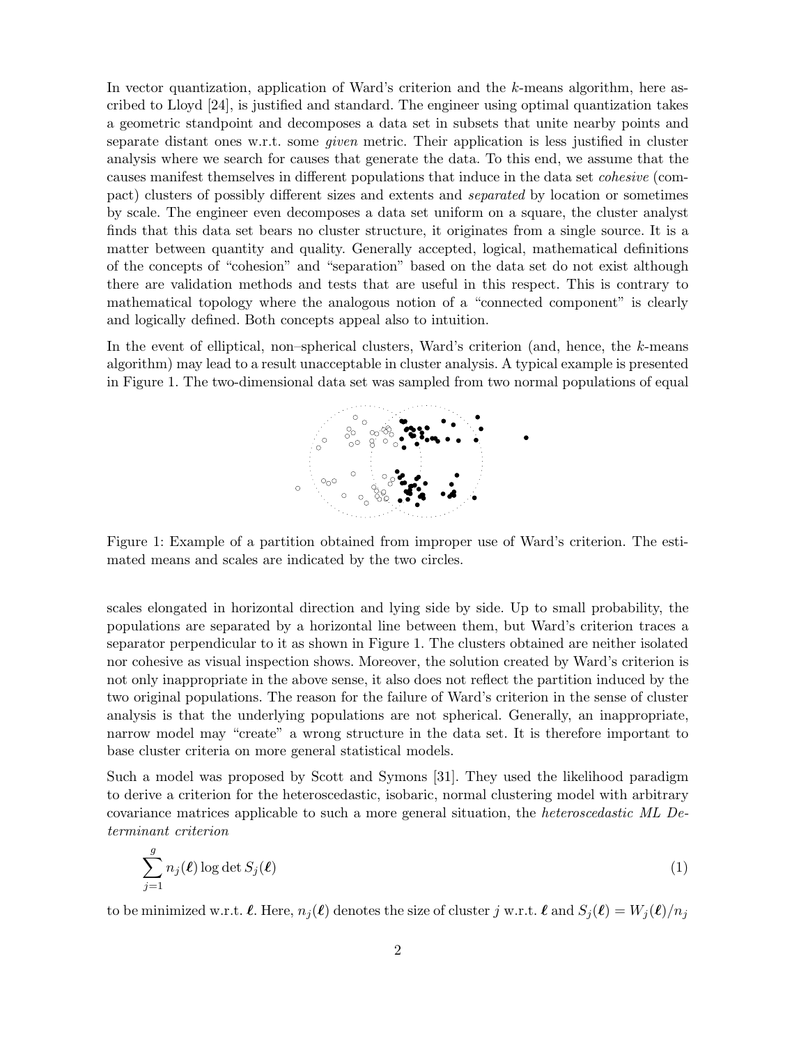In vector quantization, application of Ward's criterion and the $k$-means algorithm, here ascribed to Lloyd [24], is justified and standard. The engineer using optimal quantization takes a geometric standpoint and decomposes a data set in subsets that unite nearby points and separate distant ones w.r.t. some *given* metric. Their application is less justified in cluster analysis where we search for causes that generate the data. To this end, we assume that the causes manifest themselves in different populations that induce in the data set *cohesive* (compact) clusters of possibly different sizes and extents and *separated* by location or sometimes by scale. The engineer even decomposes a data set uniform on a square, the cluster analyst finds that this data set bears no cluster structure, it originates from a single source. It is a matter between quantity and quality. Generally accepted, logical, mathematical definitions of the concepts of "cohesion" and "separation" based on the data set do not exist although there are validation methods and tests that are useful in this respect. This is contrary to mathematical topology where the analogous notion of a "connected component" is clearly and logically defined. Both concepts appeal also to intuition.

In the event of elliptical, non–spherical clusters, Ward's criterion (and, hence, the $k$-means algorithm) may lead to a result unacceptable in cluster analysis. A typical example is presented in Figure 1. The two-dimensional data set was sampled from two normal populations of equal scales elongated in horizontal direction and lying side by side. Up to small probability, the populations are separated by a horizontal line between them, but Ward's criterion traces a separator perpendicular to it as shown in Figure 1. The clusters obtained are neither isolated nor cohesive as visual inspection shows. Moreover, the solution created by Ward's criterion is not only inappropriate in the above sense, it also does not reflect the partition induced by the two original populations. The reason for the failure of Ward's criterion in the sense of cluster analysis is that the underlying populations are not spherical. Generally, an inappropriate, narrow model may "create" a wrong structure in the data set. It is therefore important to base cluster criteria on more general statistical models.

Figure 1: Example of a partition obtained from improper use of Ward's criterion. The estimated means and scales are indicated by the two circles.

Such a model was proposed by Scott and Symons [31]. They used the likelihood paradigm to derive a criterion for the heteroscedastic, isobaric, normal clustering model with arbitrary covariance matrices applicable to such a more general situation, the *heteroscedastic ML Determinant criterion*

$$\sum_{j=1}^{g} n_j(\boldsymbol{\ell}) \log \det S_j(\boldsymbol{\ell}) \tag{1}$$

to be minimized w.r.t. $\boldsymbol{\ell}$. Here, $n_j(\boldsymbol{\ell})$ denotes the size of cluster $j$ w.r.t. $\boldsymbol{\ell}$ and $S_j(\boldsymbol{\ell}) = W_j(\boldsymbol{\ell})/n_j$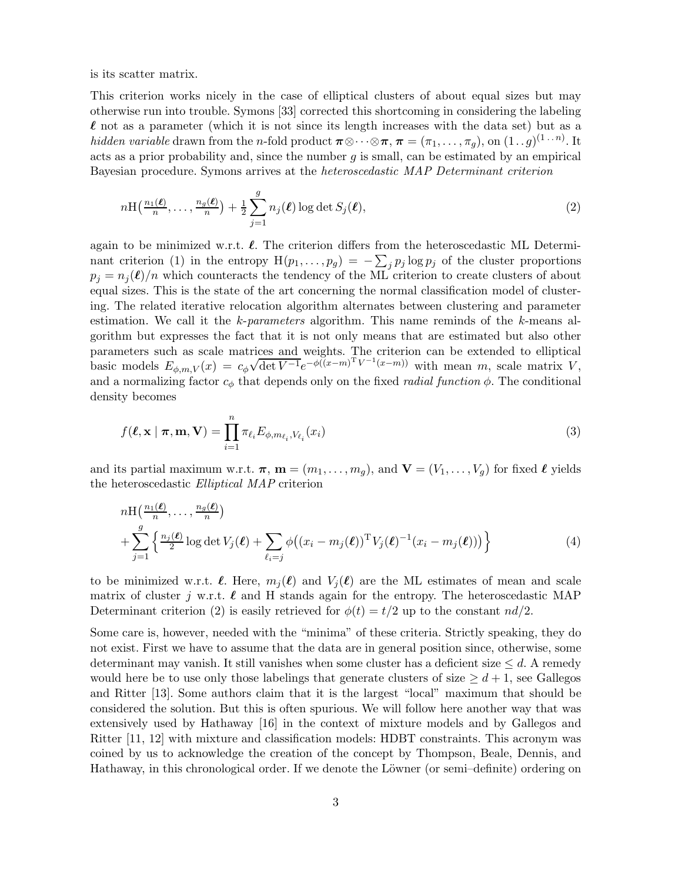is its scatter matrix.

This criterion works nicely in the case of elliptical clusters of about equal sizes but may otherwise run into trouble. Symons [33] corrected this shortcoming in considering the labeling $\boldsymbol{\ell}$ not as a parameter (which it is not since its length increases with the data set) but as a *hidden variable* drawn from the $n$-fold product $\boldsymbol{\pi}\otimes\cdots\otimes\boldsymbol{\pi}$, $\boldsymbol{\pi} = (\pi_1, \ldots, \pi_g)$, on $(1\,..\,g)^{(1\,..\,n)}$. It acts as a prior probability and, since the number $g$ is small, can be estimated by an empirical Bayesian procedure. Symons arrives at the *heteroscedastic MAP Determinant criterion*

$$n\mathrm{H}\big(\tfrac{n_1(\boldsymbol{\ell})}{n}, \ldots, \tfrac{n_g(\boldsymbol{\ell})}{n}\big) + \tfrac{1}{2}\sum_{j=1}^{g} n_j(\boldsymbol{\ell}) \log\det S_j(\boldsymbol{\ell}), \tag{2}$$

again to be minimized w.r.t. $\boldsymbol{\ell}$. The criterion differs from the heteroscedastic ML Determinant criterion (1) in the entropy $\mathrm{H}(p_1, \ldots, p_g) = -\sum_j p_j \log p_j$ of the cluster proportions $p_j = n_j(\boldsymbol{\ell})/n$ which counteracts the tendency of the ML criterion to create clusters of about equal sizes. This is the state of the art concerning the normal classification model of clustering. The related iterative relocation algorithm alternates between clustering and parameter estimation. We call it the *k-parameters* algorithm. This name reminds of the $k$-means algorithm but expresses the fact that it is not only means that are estimated but also other parameters such as scale matrices and weights. The criterion can be extended to elliptical basic models $E_{\phi,m,V}(x) = c_\phi\sqrt{\det V^{-1}}e^{-\phi((x-m)^{\mathrm{T}}V^{-1}(x-m))}$ with mean $m$, scale matrix $V$, and a normalizing factor $c_\phi$ that depends only on the fixed *radial function* $\phi$. The conditional density becomes

$$f(\boldsymbol{\ell}, \mathbf{x} \mid \boldsymbol{\pi}, \mathbf{m}, \mathbf{V}) = \prod_{i=1}^{n} \pi_{\ell_i} E_{\phi, m_{\ell_i}, V_{\ell_i}}(x_i) \tag{3}$$

and its partial maximum w.r.t. $\boldsymbol{\pi}$, $\mathbf{m} = (m_1, \ldots, m_g)$, and $\mathbf{V} = (V_1, \ldots, V_g)$ for fixed $\boldsymbol{\ell}$ yields the heteroscedastic *Elliptical MAP* criterion

$$\begin{aligned} &n\mathrm{H}\big(\tfrac{n_1(\boldsymbol{\ell})}{n}, \ldots, \tfrac{n_g(\boldsymbol{\ell})}{n}\big) \\ &+ \sum_{j=1}^{g} \Big\{ \tfrac{n_j(\boldsymbol{\ell})}{2} \log\det V_j(\boldsymbol{\ell}) + \sum_{\ell_i = j} \phi\big((x_i - m_j(\boldsymbol{\ell}))^{\mathrm{T}} V_j(\boldsymbol{\ell})^{-1}(x_i - m_j(\boldsymbol{\ell}))\big) \Big\} \end{aligned} \tag{4}$$

to be minimized w.r.t. $\boldsymbol{\ell}$. Here, $m_j(\boldsymbol{\ell})$ and $V_j(\boldsymbol{\ell})$ are the ML estimates of mean and scale matrix of cluster $j$ w.r.t. $\boldsymbol{\ell}$ and H stands again for the entropy. The heteroscedastic MAP Determinant criterion (2) is easily retrieved for $\phi(t) = t/2$ up to the constant $nd/2$.

Some care is, however, needed with the "minima" of these criteria. Strictly speaking, they do not exist. First we have to assume that the data are in general position since, otherwise, some determinant may vanish. It still vanishes when some cluster has a deficient size $\leq d$. A remedy would here be to use only those labelings that generate clusters of size $\geq d+1$, see Gallegos and Ritter [13]. Some authors claim that it is the largest "local" maximum that should be considered the solution. But this is often spurious. We will follow here another way that was extensively used by Hathaway [16] in the context of mixture models and by Gallegos and Ritter [11, 12] with mixture and classification models: HDBT constraints. This acronym was coined by us to acknowledge the creation of the concept by Thompson, Beale, Dennis, and Hathaway, in this chronological order. If we denote the Löwner (or semi–definite) ordering on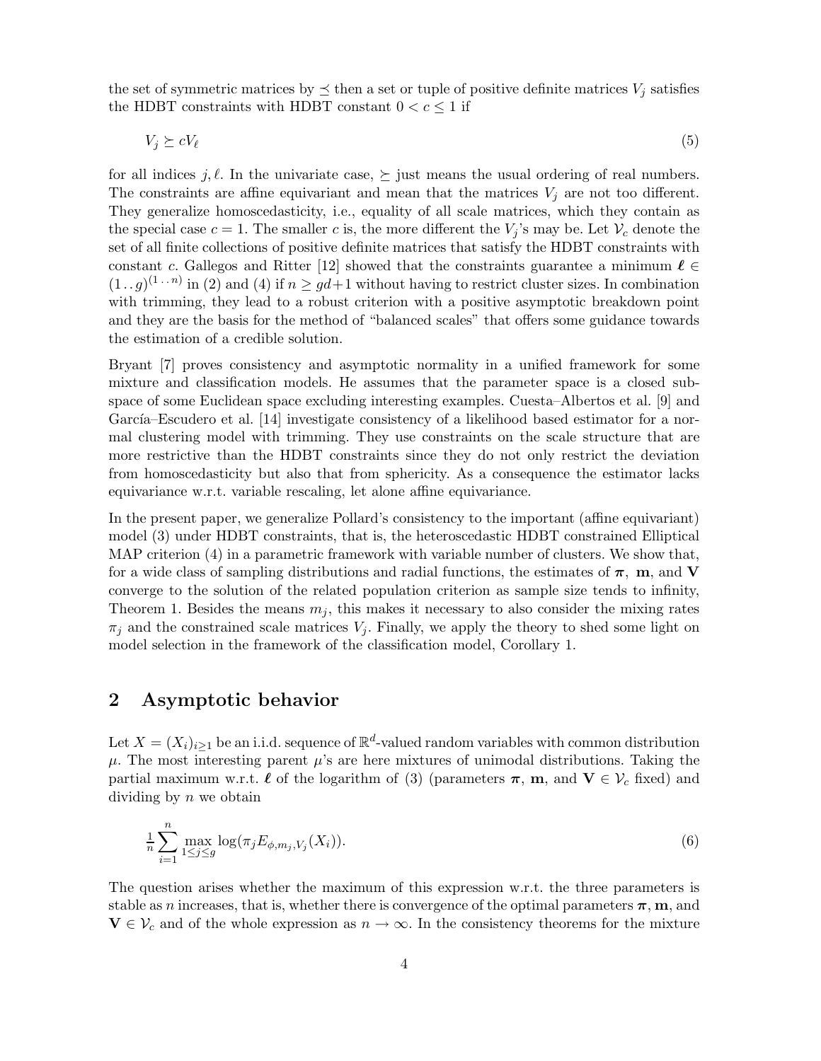the set of symmetric matrices by $\preceq$ then a set or tuple of positive definite matrices $V_j$ satisfies the HDBT constraints with HDBT constant $0 < c \leq 1$ if

$$V_j \succeq c V_\ell \tag{5}$$

for all indices $j, \ell$. In the univariate case, $\succeq$ just means the usual ordering of real numbers. The constraints are affine equivariant and mean that the matrices $V_j$ are not too different. They generalize homoscedasticity, i.e., equality of all scale matrices, which they contain as the special case $c = 1$. The smaller $c$ is, the more different the $V_j$'s may be. Let $\mathcal{V}_c$ denote the set of all finite collections of positive definite matrices that satisfy the HDBT constraints with constant $c$. Gallegos and Ritter [12] showed that the constraints guarantee a minimum $\boldsymbol{\ell} \in (1\,..\,g)^{(1\,..\,n)}$ in (2) and (4) if $n \geq gd+1$ without having to restrict cluster sizes. In combination with trimming, they lead to a robust criterion with a positive asymptotic breakdown point and they are the basis for the method of "balanced scales" that offers some guidance towards the estimation of a credible solution.

Bryant [7] proves consistency and asymptotic normality in a unified framework for some mixture and classification models. He assumes that the parameter space is a closed subspace of some Euclidean space excluding interesting examples. Cuesta–Albertos et al. [9] and García–Escudero et al. [14] investigate consistency of a likelihood based estimator for a normal clustering model with trimming. They use constraints on the scale structure that are more restrictive than the HDBT constraints since they do not only restrict the deviation from homoscedasticity but also that from sphericity. As a consequence the estimator lacks equivariance w.r.t. variable rescaling, let alone affine equivariance.

In the present paper, we generalize Pollard's consistency to the important (affine equivariant) model (3) under HDBT constraints, that is, the heteroscedastic HDBT constrained Elliptical MAP criterion (4) in a parametric framework with variable number of clusters. We show that, for a wide class of sampling distributions and radial functions, the estimates of $\boldsymbol{\pi}$, $\mathbf{m}$, and $\mathbf{V}$ converge to the solution of the related population criterion as sample size tends to infinity, Theorem 1. Besides the means $m_j$, this makes it necessary to also consider the mixing rates $\pi_j$ and the constrained scale matrices $V_j$. Finally, we apply the theory to shed some light on model selection in the framework of the classification model, Corollary 1.

## 2 Asymptotic behavior

Let $X = (X_i)_{i \geq 1}$ be an i.i.d. sequence of $\mathbb{R}^d$-valued random variables with common distribution $\mu$. The most interesting parent $\mu$'s are here mixtures of unimodal distributions. Taking the partial maximum w.r.t. $\boldsymbol{\ell}$ of the logarithm of (3) (parameters $\boldsymbol{\pi}$, $\mathbf{m}$, and $\mathbf{V} \in \mathcal{V}_c$ fixed) and dividing by $n$ we obtain

$$\tfrac{1}{n}\sum_{i=1}^{n} \max_{1 \leq j \leq g} \log(\pi_j E_{\phi, m_j, V_j}(X_i)). \tag{6}$$

The question arises whether the maximum of this expression w.r.t. the three parameters is stable as $n$ increases, that is, whether there is convergence of the optimal parameters $\boldsymbol{\pi}$, $\mathbf{m}$, and $\mathbf{V} \in \mathcal{V}_c$ and of the whole expression as $n \to \infty$. In the consistency theorems for the mixture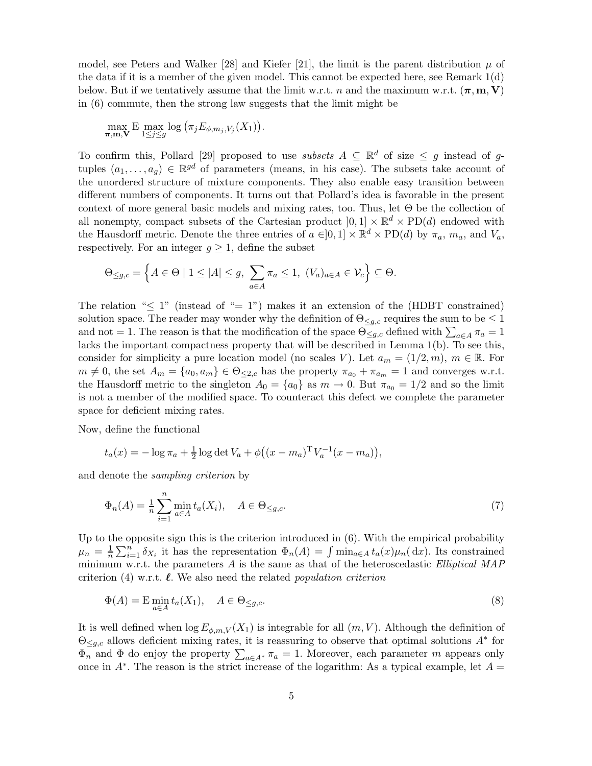model, see Peters and Walker [28] and Kiefer [21], the limit is the parent distribution $\mu$ of the data if it is a member of the given model. This cannot be expected here, see Remark 1(d) below. But if we tentatively assume that the limit w.r.t. $n$ and the maximum w.r.t. $(\boldsymbol{\pi}, \mathbf{m}, \mathbf{V})$ in (6) commute, then the strong law suggests that the limit might be

$$\max_{\boldsymbol{\pi}, \mathbf{m}, \mathbf{V}} \mathrm{E} \max_{1 \le j \le g} \log \big(\pi_j E_{\phi, m_j, V_j}(X_1)\big).$$

To confirm this, Pollard [29] proposed to use *subsets* $A \subseteq \mathbb{R}^d$ of size $\le g$ instead of $g$-tuples $(a_1, \ldots, a_g) \in \mathbb{R}^{gd}$ of parameters (means, in his case). The subsets take account of the unordered structure of mixture components. They also enable easy transition between different numbers of components. It turns out that Pollard's idea is favorable in the present context of more general basic models and mixing rates, too. Thus, let $\Theta$ be the collection of all nonempty, compact subsets of the Cartesian product $]0,1] \times \mathbb{R}^d \times \mathrm{PD}(d)$ endowed with the Hausdorff metric. Denote the three entries of $a \in ]0,1] \times \mathbb{R}^d \times \mathrm{PD}(d)$ by $\pi_a$, $m_a$, and $V_a$, respectively. For an integer $g \ge 1$, define the subset

$$\Theta_{\le g, c} = \Big\{ A \in \Theta \mid 1 \le |A| \le g,\ \sum_{a \in A} \pi_a \le 1,\ (V_a)_{a \in A} \in \mathcal{V}_c \Big\} \subseteq \Theta.$$

The relation "$\le 1$" (instead of "$= 1$") makes it an extension of the (HDBT constrained) solution space. The reader may wonder why the definition of $\Theta_{\le g,c}$ requires the sum to be $\le 1$ and not $= 1$. The reason is that the modification of the space $\Theta_{\le g,c}$ defined with $\sum_{a \in A} \pi_a = 1$ lacks the important compactness property that will be described in Lemma 1(b). To see this, consider for simplicity a pure location model (no scales $V$). Let $a_m = (1/2, m)$, $m \in \mathbb{R}$. For $m \ne 0$, the set $A_m = \{a_0, a_m\} \in \Theta_{\le 2,c}$ has the property $\pi_{a_0} + \pi_{a_m} = 1$ and converges w.r.t. the Hausdorff metric to the singleton $A_0 = \{a_0\}$ as $m \to 0$. But $\pi_{a_0} = 1/2$ and so the limit is not a member of the modified space. To counteract this defect we complete the parameter space for deficient mixing rates.

Now, define the functional

$$t_a(x) = -\log \pi_a + \tfrac{1}{2} \log \det V_a + \phi\big((x - m_a)^{\mathrm{T}} V_a^{-1} (x - m_a)\big),$$

and denote the *sampling criterion* by

$$\Phi_n(A) = \tfrac{1}{n} \sum_{i=1}^{n} \min_{a \in A} t_a(X_i), \quad A \in \Theta_{\le g, c}. \tag{7}$$

Up to the opposite sign this is the criterion introduced in (6). With the empirical probability $\mu_n = \frac{1}{n} \sum_{i=1}^n \delta_{X_i}$ it has the representation $\Phi_n(A) = \int \min_{a \in A} t_a(x) \mu_n(\,\mathrm{d}x)$. Its constrained minimum w.r.t. the parameters $A$ is the same as that of the heteroscedastic *Elliptical MAP* criterion (4) w.r.t. $\boldsymbol{\ell}$. We also need the related *population criterion*

$$\Phi(A) = \mathrm{E} \min_{a \in A} t_a(X_1), \quad A \in \Theta_{\le g, c}. \tag{8}$$

It is well defined when $\log E_{\phi, m, V}(X_1)$ is integrable for all $(m, V)$. Although the definition of $\Theta_{\le g,c}$ allows deficient mixing rates, it is reassuring to observe that optimal solutions $A^*$ for $\Phi_n$ and $\Phi$ do enjoy the property $\sum_{a \in A^*} \pi_a = 1$. Moreover, each parameter $m$ appears only once in $A^*$. The reason is the strict increase of the logarithm: As a typical example, let $A =$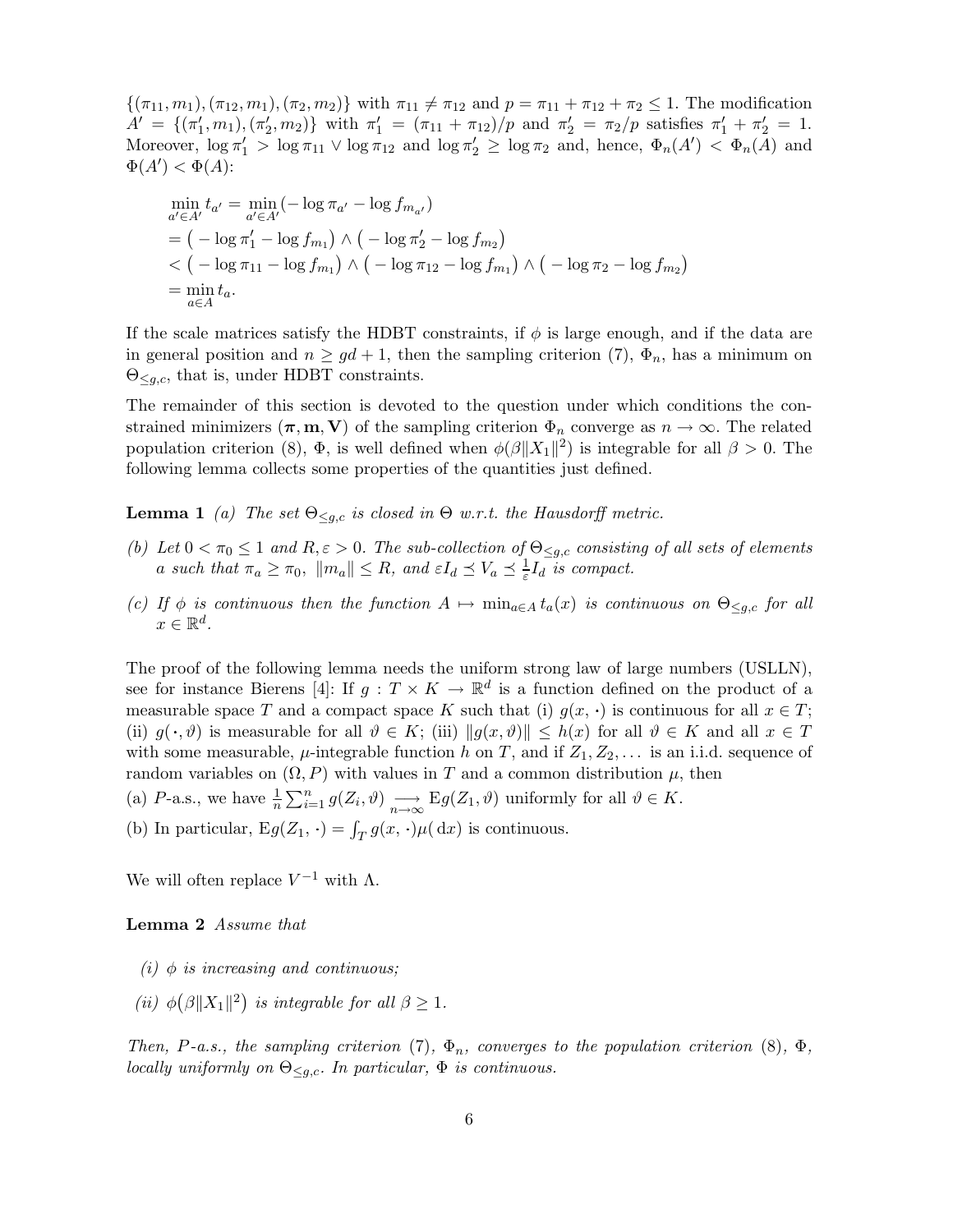$\{(\pi_{11}, m_1), (\pi_{12}, m_1), (\pi_2, m_2)\}$ with $\pi_{11} \neq \pi_{12}$ and $p = \pi_{11} + \pi_{12} + \pi_2 \leq 1$. The modification $A' = \{(\pi_1', m_1), (\pi_2', m_2)\}$ with $\pi_1' = (\pi_{11} + \pi_{12})/p$ and $\pi_2' = \pi_2/p$ satisfies $\pi_1' + \pi_2' = 1$. Moreover, $\log \pi_1' > \log \pi_{11} \vee \log \pi_{12}$ and $\log \pi_2' \geq \log \pi_2$ and, hence, $\Phi_n(A') < \Phi_n(A)$ and $\Phi(A') < \Phi(A)$:

$$
\begin{aligned}
&\min_{a' \in A'} t_{a'} = \min_{a' \in A'} (-\log \pi_{a'} - \log f_{m_{a'}}) \\
&= \big( -\log \pi_1' - \log f_{m_1} \big) \wedge \big( -\log \pi_2' - \log f_{m_2} \big) \\
&< \big( -\log \pi_{11} - \log f_{m_1} \big) \wedge \big( -\log \pi_{12} - \log f_{m_1} \big) \wedge \big( -\log \pi_2 - \log f_{m_2} \big) \\
&= \min_{a \in A} t_a.
\end{aligned}
$$

If the scale matrices satisfy the HDBT constraints, if $\phi$ is large enough, and if the data are in general position and $n \geq gd + 1$, then the sampling criterion (7), $\Phi_n$, has a minimum on $\Theta_{\leq g, c}$, that is, under HDBT constraints.

The remainder of this section is devoted to the question under which conditions the constrained minimizers $(\boldsymbol{\pi}, \mathbf{m}, \mathbf{V})$ of the sampling criterion $\Phi_n$ converge as $n \to \infty$. The related population criterion (8), $\Phi$, is well defined when $\phi(\beta \|X_1\|^2)$ is integrable for all $\beta > 0$. The following lemma collects some properties of the quantities just defined.

**Lemma 1** *(a) The set $\Theta_{\leq g, c}$ is closed in $\Theta$ w.r.t. the Hausdorff metric.*

*(b) Let $0 < \pi_0 \leq 1$ and $R, \varepsilon > 0$. The sub-collection of $\Theta_{\leq g, c}$ consisting of all sets of elements $a$ such that $\pi_a \geq \pi_0$, $\|m_a\| \leq R$, and $\varepsilon I_d \preceq V_a \preceq \frac{1}{\varepsilon} I_d$ is compact.*

*(c) If $\phi$ is continuous then the function $A \mapsto \min_{a \in A} t_a(x)$ is continuous on $\Theta_{\leq g, c}$ for all $x \in \mathbb{R}^d$.*

The proof of the following lemma needs the uniform strong law of large numbers (USLLN), see for instance Bierens [4]: If $g : T \times K \to \mathbb{R}^d$ is a function defined on the product of a measurable space $T$ and a compact space $K$ such that (i) $g(x, \cdot)$ is continuous for all $x \in T$; (ii) $g(\cdot, \vartheta)$ is measurable for all $\vartheta \in K$; (iii) $\|g(x, \vartheta)\| \leq h(x)$ for all $\vartheta \in K$ and all $x \in T$ with some measurable, $\mu$-integrable function $h$ on $T$, and if $Z_1, Z_2, \ldots$ is an i.i.d. sequence of random variables on $(\Omega, P)$ with values in $T$ and a common distribution $\mu$, then

(a) $P$-a.s., we have $\frac{1}{n} \sum_{i=1}^n g(Z_i, \vartheta) \underset{n \to \infty}{\longrightarrow} \mathrm{E} g(Z_1, \vartheta)$ uniformly for all $\vartheta \in K$.

(b) In particular, $\mathrm{E} g(Z_1, \cdot) = \int_T g(x, \cdot) \mu(\mathrm{d}x)$ is continuous.

We will often replace $V^{-1}$ with $\Lambda$.

**Lemma 2** *Assume that*

*(i) $\phi$ is increasing and continuous;*

*(ii) $\phi\big(\beta \|X_1\|^2\big)$ is integrable for all $\beta \geq 1$.*

*Then, $P$-a.s., the sampling criterion (7), $\Phi_n$, converges to the population criterion (8), $\Phi$, locally uniformly on $\Theta_{\leq g, c}$. In particular, $\Phi$ is continuous.*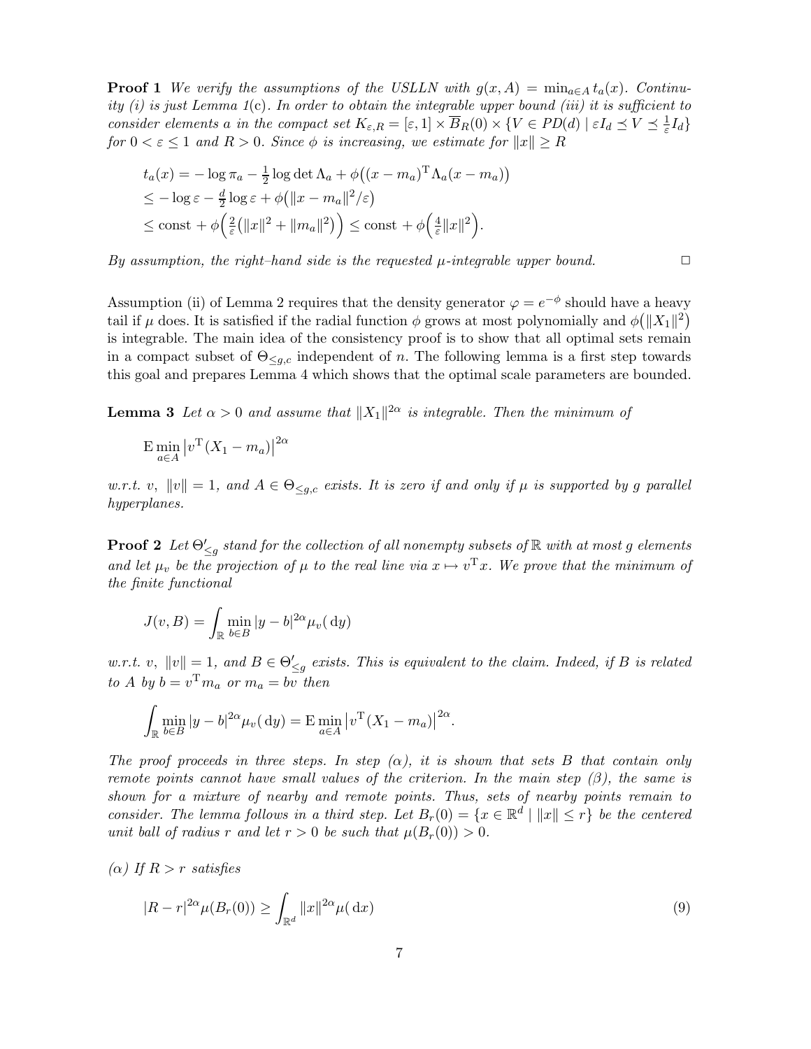**Proof 1** *We verify the assumptions of the USLLN with $g(x, A) = \min_{a\in A} t_a(x)$. Continuity (i) is just Lemma 1(c). In order to obtain the integrable upper bound (iii) it is sufficient to consider elements a in the compact set $K_{\varepsilon,R} = [\varepsilon, 1] \times \overline{B}_R(0) \times \{V \in PD(d) \mid \varepsilon I_d \preceq V \preceq \frac{1}{\varepsilon} I_d\}$ for $0 < \varepsilon \le 1$ and $R > 0$. Since $\phi$ is increasing, we estimate for $\|x\| \ge R$*

$$
\begin{aligned}
t_a(x) &= -\log \pi_a - \tfrac{1}{2}\log\det\Lambda_a + \phi\big((x - m_a)^{\mathrm{T}}\Lambda_a(x - m_a)\big)\\
&\le -\log\varepsilon - \tfrac{d}{2}\log\varepsilon + \phi\big(\|x - m_a\|^2/\varepsilon\big)\\
&\le \text{const} + \phi\Big(\tfrac{2}{\varepsilon}\big(\|x\|^2 + \|m_a\|^2\big)\Big) \le \text{const} + \phi\Big(\tfrac{4}{\varepsilon}\|x\|^2\Big).
\end{aligned}
$$

*By assumption, the right–hand side is the requested $\mu$-integrable upper bound.* □

Assumption (ii) of Lemma 2 requires that the density generator $\varphi = e^{-\phi}$ should have a heavy tail if $\mu$ does. It is satisfied if the radial function $\phi$ grows at most polynomially and $\phi\big(\|X_1\|^2\big)$ is integrable. The main idea of the consistency proof is to show that all optimal sets remain in a compact subset of $\Theta_{\le g,c}$ independent of $n$. The following lemma is a first step towards this goal and prepares Lemma 4 which shows that the optimal scale parameters are bounded.

**Lemma 3** *Let $\alpha > 0$ and assume that $\|X_1\|^{2\alpha}$ is integrable. Then the minimum of*

$$
\mathrm{E}\min_{a\in A}\big|v^{\mathrm{T}}(X_1 - m_a)\big|^{2\alpha}
$$

*w.r.t. $v$, $\|v\| = 1$, and $A \in \Theta_{\le g,c}$ exists. It is zero if and only if $\mu$ is supported by $g$ parallel hyperplanes.*

**Proof 2** *Let $\Theta'_{\le g}$ stand for the collection of all nonempty subsets of $\mathbb{R}$ with at most $g$ elements and let $\mu_v$ be the projection of $\mu$ to the real line via $x \mapsto v^{\mathrm{T}}x$. We prove that the minimum of the finite functional*

$$
J(v, B) = \int_{\mathbb{R}} \min_{b\in B}|y - b|^{2\alpha}\mu_v(\,\mathrm{d}y)
$$

*w.r.t. $v$, $\|v\| = 1$, and $B \in \Theta'_{\le g}$ exists. This is equivalent to the claim. Indeed, if $B$ is related to $A$ by $b = v^{\mathrm{T}}m_a$ or $m_a = bv$ then*

$$
\int_{\mathbb{R}} \min_{b\in B}|y - b|^{2\alpha}\mu_v(\,\mathrm{d}y) = \mathrm{E}\min_{a\in A}\big|v^{\mathrm{T}}(X_1 - m_a)\big|^{2\alpha}.
$$

*The proof proceeds in three steps. In step ($\alpha$), it is shown that sets $B$ that contain only remote points cannot have small values of the criterion. In the main step ($\beta$), the same is shown for a mixture of nearby and remote points. Thus, sets of nearby points remain to consider. The lemma follows in a third step. Let $B_r(0) = \{x \in \mathbb{R}^d \mid \|x\| \le r\}$ be the centered unit ball of radius $r$ and let $r > 0$ be such that $\mu(B_r(0)) > 0$.*

*($\alpha$) If $R > r$ satisfies*

$$
|R - r|^{2\alpha}\mu(B_r(0)) \ge \int_{\mathbb{R}^d}\|x\|^{2\alpha}\mu(\,\mathrm{d}x) \tag{9}
$$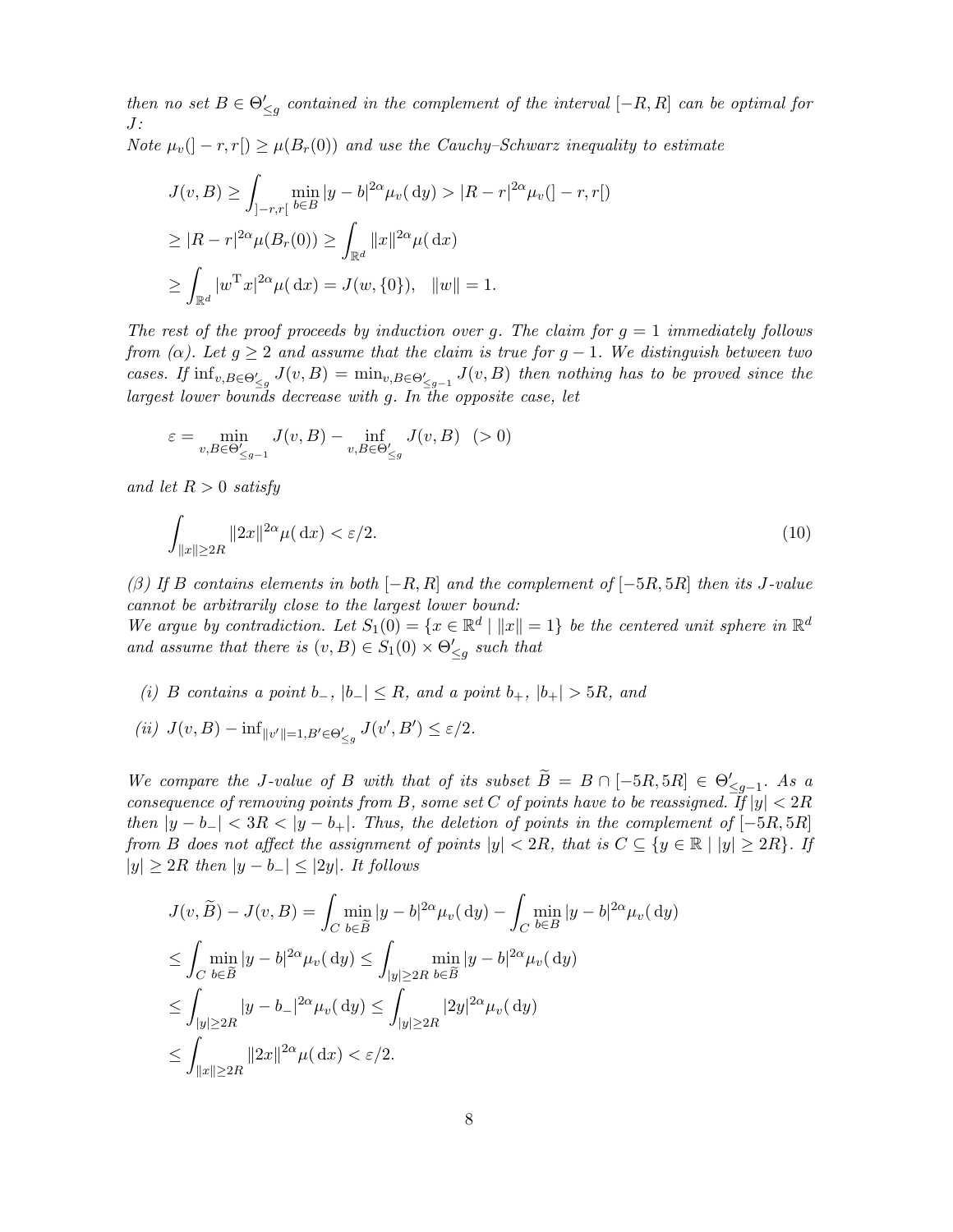*then no set $B \in \Theta'_{\le g}$ contained in the complement of the interval $[-R, R]$ can be optimal for $J$:*

*Note $\mu_v(]-r, r[) \ge \mu(B_r(0))$ and use the Cauchy–Schwarz inequality to estimate*

$$
\begin{aligned}
J(v, B) &\ge \int_{]-r,r[} \min_{b \in B} |y - b|^{2\alpha} \mu_v(\,dy) > |R - r|^{2\alpha} \mu_v(]-r, r[) \\
&\ge |R - r|^{2\alpha} \mu(B_r(0)) \ge \int_{\mathbb{R}^d} \|x\|^{2\alpha} \mu(\,dx) \\
&\ge \int_{\mathbb{R}^d} |w^{\mathrm{T}} x|^{2\alpha} \mu(\,dx) = J(w, \{0\}), \quad \|w\| = 1.
\end{aligned}
$$

*The rest of the proof proceeds by induction over $g$. The claim for $g = 1$ immediately follows from ($\alpha$). Let $g \ge 2$ and assume that the claim is true for $g - 1$. We distinguish between two cases. If $\inf_{v, B \in \Theta'_{\le g}} J(v, B) = \min_{v, B \in \Theta'_{\le g-1}} J(v, B)$ then nothing has to be proved since the largest lower bounds decrease with $g$. In the opposite case, let*

$$
\varepsilon = \min_{v, B \in \Theta'_{\le g-1}} J(v, B) - \inf_{v, B \in \Theta'_{\le g}} J(v, B) \quad (> 0)
$$

*and let $R > 0$ satisfy*

$$
\int_{\|x\| \ge 2R} \|2x\|^{2\alpha} \mu(\,dx) < \varepsilon/2. \tag{10}
$$

*($\beta$) If $B$ contains elements in both $[-R, R]$ and the complement of $[-5R, 5R]$ then its $J$-value cannot be arbitrarily close to the largest lower bound:*

*We argue by contradiction. Let $S_1(0) = \{x \in \mathbb{R}^d \mid \|x\| = 1\}$ be the centered unit sphere in $\mathbb{R}^d$ and assume that there is $(v, B) \in S_1(0) \times \Theta'_{\le g}$ such that*

- *(i) $B$ contains a point $b_-$, $|b_-| \le R$, and a point $b_+$, $|b_+| > 5R$, and*
- *(ii) $J(v, B) - \inf_{\|v'\|=1, B' \in \Theta'_{\le g}} J(v', B') \le \varepsilon/2$.*

*We compare the $J$-value of $B$ with that of its subset $\widetilde{B} = B \cap [-5R, 5R] \in \Theta'_{\le g-1}$. As a consequence of removing points from $B$, some set $C$ of points have to be reassigned. If $|y| < 2R$ then $|y - b_-| < 3R < |y - b_+|$. Thus, the deletion of points in the complement of $[-5R, 5R]$ from $B$ does not affect the assignment of points $|y| < 2R$, that is $C \subseteq \{y \in \mathbb{R} \mid |y| \ge 2R\}$. If $|y| \ge 2R$ then $|y - b_-| \le |2y|$. It follows*

$$
\begin{aligned}
J(v, \widetilde{B}) - J(v, B) &= \int_C \min_{b \in \widetilde{B}} |y - b|^{2\alpha} \mu_v(\,dy) - \int_C \min_{b \in B} |y - b|^{2\alpha} \mu_v(\,dy) \\
&\le \int_C \min_{b \in \widetilde{B}} |y - b|^{2\alpha} \mu_v(\,dy) \le \int_{|y| \ge 2R} \min_{b \in \widetilde{B}} |y - b|^{2\alpha} \mu_v(\,dy) \\
&\le \int_{|y| \ge 2R} |y - b_-|^{2\alpha} \mu_v(\,dy) \le \int_{|y| \ge 2R} |2y|^{2\alpha} \mu_v(\,dy) \\
&\le \int_{\|x\| \ge 2R} \|2x\|^{2\alpha} \mu(\,dx) < \varepsilon/2.
\end{aligned}
$$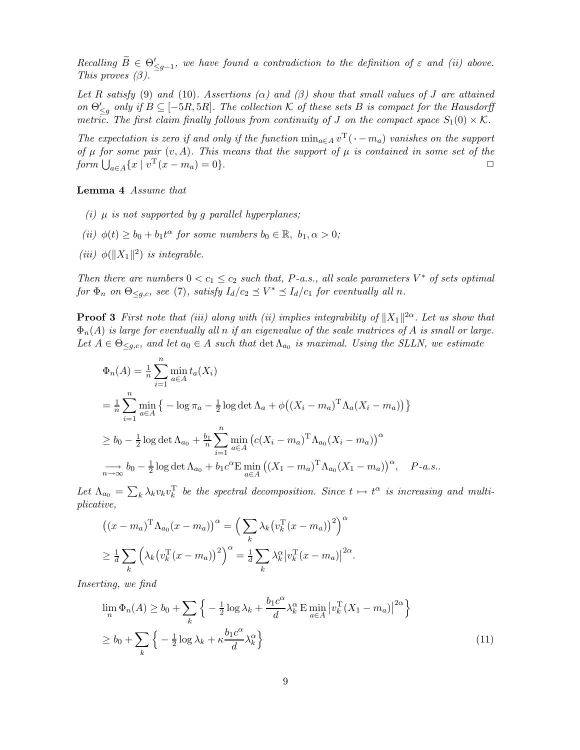*Recalling $\widetilde{B} \in \Theta'_{\le g-1}$, we have found a contradiction to the definition of $\varepsilon$ and (ii) above. This proves ($\beta$).*

*Let $R$ satisfy (9) and (10). Assertions ($\alpha$) and ($\beta$) show that small values of $J$ are attained on $\Theta'_{\le g}$ only if $B \subseteq [-5R, 5R]$. The collection $\mathcal{K}$ of these sets $B$ is compact for the Hausdorff metric. The first claim finally follows from continuity of $J$ on the compact space $S_1(0) \times \mathcal{K}$.*

*The expectation is zero if and only if the function $\min_{a\in A} v^{\mathrm{T}}(\,\cdot - m_a)$ vanishes on the support of $\mu$ for some pair $(v, A)$. This means that the support of $\mu$ is contained in some set of the form $\bigcup_{a\in A}\{x \mid v^{\mathrm{T}}(x - m_a) = 0\}$.* □

**Lemma 4** *Assume that*

*(i) $\mu$ is not supported by $g$ parallel hyperplanes;*

*(ii) $\phi(t) \ge b_0 + b_1 t^\alpha$ for some numbers $b_0 \in \mathbb{R},\ b_1, \alpha > 0$;*

*(iii) $\phi(\|X_1\|^2)$ is integrable.*

*Then there are numbers $0 < c_1 \le c_2$ such that, $P$-a.s., all scale parameters $V^*$ of sets optimal for $\Phi_n$ on $\Theta_{\le g,c}$, see (7), satisfy $I_d/c_2 \preceq V^* \preceq I_d/c_1$ for eventually all $n$.*

**Proof 3** *First note that (iii) along with (ii) implies integrability of $\|X_1\|^{2\alpha}$. Let us show that $\Phi_n(A)$ is large for eventually all $n$ if an eigenvalue of the scale matrices of $A$ is small or large. Let $A \in \Theta_{\le g,c}$, and let $a_0 \in A$ such that $\det \Lambda_{a_0}$ is maximal. Using the SLLN, we estimate*

$$
\begin{aligned}
&\Phi_n(A) = \tfrac{1}{n}\sum_{i=1}^n \min_{a\in A} t_a(X_i)\\
&= \tfrac{1}{n}\sum_{i=1}^n \min_{a\in A}\big\{-\log \pi_a - \tfrac12 \log\det\Lambda_a + \phi\big((X_i - m_a)^{\mathrm{T}}\Lambda_a(X_i - m_a)\big)\big\}\\
&\ge b_0 - \tfrac12\log\det\Lambda_{a_0} + \tfrac{b_1}{n}\sum_{i=1}^n \min_{a\in A}\big(c(X_i - m_a)^{\mathrm{T}}\Lambda_{a_0}(X_i - m_a)\big)^\alpha\\
&\underset{n\to\infty}{\longrightarrow} b_0 - \tfrac12\log\det\Lambda_{a_0} + b_1 c^\alpha \mathrm{E}\min_{a\in A}\big((X_1 - m_a)^{\mathrm{T}}\Lambda_{a_0}(X_1 - m_a)\big)^\alpha, \quad P\text{-a.s.}.
\end{aligned}
$$

*Let $\Lambda_{a_0} = \sum_k \lambda_k v_k v_k^{\mathrm{T}}$ be the spectral decomposition. Since $t \mapsto t^\alpha$ is increasing and multiplicative,*

$$
\begin{aligned}
&\big((x - m_a)^{\mathrm{T}}\Lambda_{a_0}(x - m_a)\big)^\alpha = \Big(\sum_k \lambda_k\big(v_k^{\mathrm{T}}(x - m_a)\big)^2\Big)^\alpha\\
&\ge \tfrac1d \sum_k \Big(\lambda_k\big(v_k^{\mathrm{T}}(x - m_a)\big)^2\Big)^\alpha = \tfrac1d\sum_k \lambda_k^\alpha\big|v_k^{\mathrm{T}}(x - m_a)\big|^{2\alpha}.
\end{aligned}
$$

*Inserting, we find*

$$
\begin{aligned}
\lim_n \Phi_n(A) &\ge b_0 + \sum_k\Big\{-\tfrac12\log\lambda_k + \frac{b_1c^\alpha}{d}\lambda_k^\alpha\,\mathrm{E}\min_{a\in A}\big|v_k^{\mathrm{T}}(X_1 - m_a)\big|^{2\alpha}\Big\}\\
&\ge b_0 + \sum_k\Big\{-\tfrac12\log\lambda_k + \kappa\frac{b_1c^\alpha}{d}\lambda_k^\alpha\Big\} \qquad (11)
\end{aligned}
$$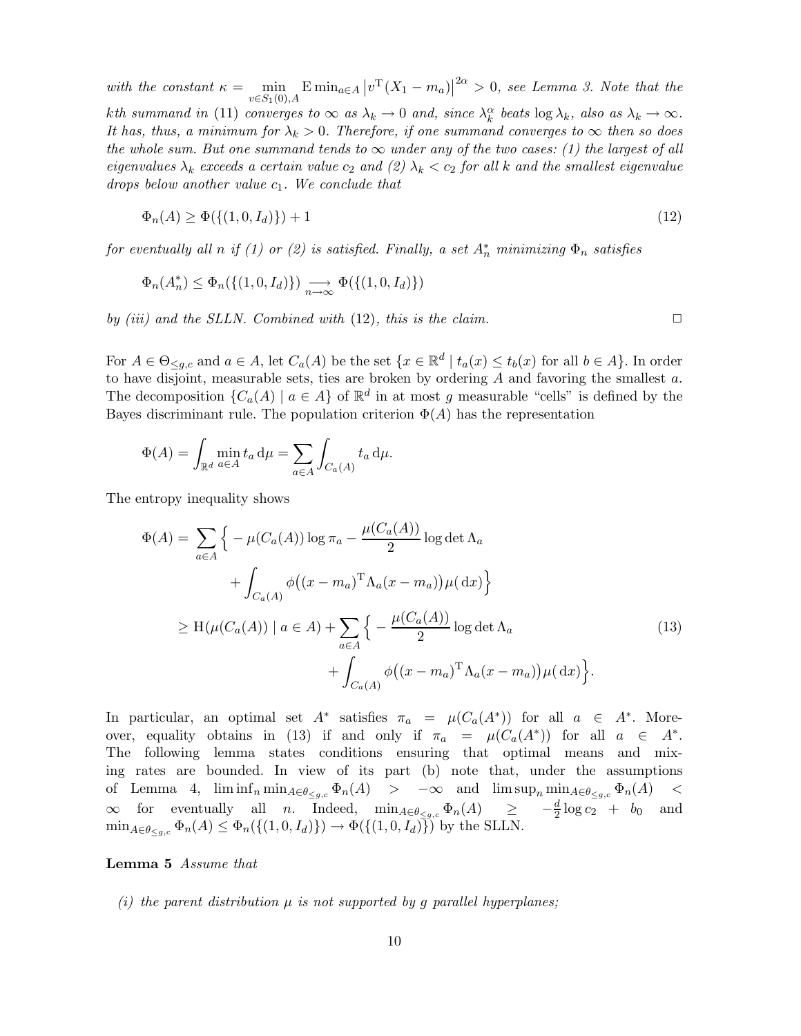*with the constant $\kappa = \min_{v \in S_1(0), A} \mathrm{E} \min_{a \in A} \left| v^{\mathrm{T}}(X_1 - m_a) \right|^{2\alpha} > 0$, see Lemma 3. Note that the kth summand in (11) converges to $\infty$ as $\lambda_k \to 0$ and, since $\lambda_k^\alpha$ beats $\log \lambda_k$, also as $\lambda_k \to \infty$. It has, thus, a minimum for $\lambda_k > 0$. Therefore, if one summand converges to $\infty$ then so does the whole sum. But one summand tends to $\infty$ under any of the two cases: (1) the largest of all eigenvalues $\lambda_k$ exceeds a certain value $c_2$ and (2) $\lambda_k < c_2$ for all $k$ and the smallest eigenvalue drops below another value $c_1$. We conclude that*

$$\Phi_n(A) \geq \Phi(\{(1, 0, I_d)\}) + 1 \tag{12}$$

*for eventually all $n$ if (1) or (2) is satisfied. Finally, a set $A_n^*$ minimizing $\Phi_n$ satisfies*

$$\Phi_n(A_n^*) \leq \Phi_n(\{(1, 0, I_d)\}) \underset{n \to \infty}{\longrightarrow} \Phi(\{(1, 0, I_d)\})$$

*by (iii) and the SLLN. Combined with (12), this is the claim.* ☐

For $A \in \Theta_{\leq g, c}$ and $a \in A$, let $C_a(A)$ be the set $\{x \in \mathbb{R}^d \mid t_a(x) \leq t_b(x) \text{ for all } b \in A\}$. In order to have disjoint, measurable sets, ties are broken by ordering $A$ and favoring the smallest $a$. The decomposition $\{C_a(A) \mid a \in A\}$ of $\mathbb{R}^d$ in at most $g$ measurable "cells" is defined by the Bayes discriminant rule. The population criterion $\Phi(A)$ has the representation

$$\Phi(A) = \int_{\mathbb{R}^d} \min_{a \in A} t_a \, \mathrm{d}\mu = \sum_{a \in A} \int_{C_a(A)} t_a \, \mathrm{d}\mu.$$

The entropy inequality shows

$$\begin{aligned}
\Phi(A) = & \sum_{a \in A} \Big\{ -\mu(C_a(A)) \log \pi_a - \frac{\mu(C_a(A))}{2} \log \det \Lambda_a \\
& \qquad + \int_{C_a(A)} \phi\big((x - m_a)^{\mathrm{T}} \Lambda_a (x - m_a)\big) \mu(\,\mathrm{d}x) \Big\} \\
\geq & \ \mathrm{H}(\mu(C_a(A)) \mid a \in A) + \sum_{a \in A} \Big\{ -\frac{\mu(C_a(A))}{2} \log \det \Lambda_a \\
& \qquad + \int_{C_a(A)} \phi\big((x - m_a)^{\mathrm{T}} \Lambda_a (x - m_a)\big) \mu(\,\mathrm{d}x) \Big\}.
\end{aligned} \tag{13}$$

In particular, an optimal set $A^*$ satisfies $\pi_a = \mu(C_a(A^*))$ for all $a \in A^*$. Moreover, equality obtains in (13) if and only if $\pi_a = \mu(C_a(A^*))$ for all $a \in A^*$. The following lemma states conditions ensuring that optimal means and mixing rates are bounded. In view of its part (b) note that, under the assumptions of Lemma 4, $\liminf_n \min_{A \in \theta_{\leq g, c}} \Phi_n(A) > -\infty$ and $\limsup_n \min_{A \in \theta_{\leq g, c}} \Phi_n(A) < \infty$ for eventually all $n$. Indeed, $\min_{A \in \theta_{\leq g, c}} \Phi_n(A) \geq -\frac{d}{2} \log c_2 + b_0$ and $\min_{A \in \theta_{\leq g, c}} \Phi_n(A) \leq \Phi_n(\{(1, 0, I_d)\}) \to \Phi(\{(1, 0, I_d)\})$ by the SLLN.

**Lemma 5** *Assume that*

- *(i) the parent distribution $\mu$ is not supported by $g$ parallel hyperplanes;*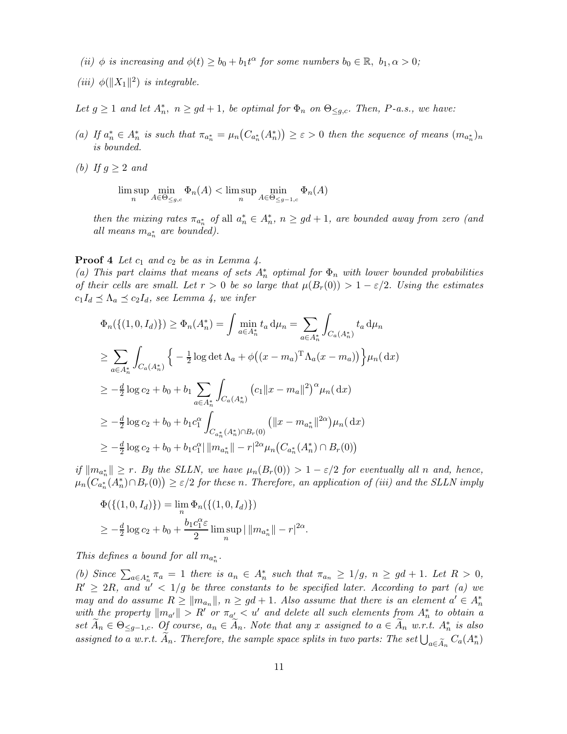*(ii)* $\phi$ *is increasing and* $\phi(t) \geq b_0 + b_1 t^\alpha$ *for some numbers* $b_0 \in \mathbb{R},\ b_1, \alpha > 0$;

*(iii)* $\phi(\|X_1\|^2)$ *is integrable.*

*Let* $g \geq 1$ *and let* $A_n^*,\ n \geq gd+1$, *be optimal for* $\Phi_n$ *on* $\Theta_{\leq g,c}$. *Then,* $P$*-a.s., we have:*

*(a) If* $a_n^* \in A_n^*$ *is such that* $\pi_{a_n^*} = \mu_n\big(C_{a_n^*}(A_n^*)\big) \geq \varepsilon > 0$ *then the sequence of means* $(m_{a_n^*})_n$ *is bounded.*

*(b) If* $g \geq 2$ *and*

$$\limsup_n \min_{A \in \Theta_{\leq g,c}} \Phi_n(A) < \limsup_n \min_{A \in \Theta_{\leq g-1,c}} \Phi_n(A)$$

*then the mixing rates* $\pi_{a_n^*}$ *of* all $a_n^* \in A_n^*,\ n \geq gd+1$, *are bounded away from zero (and all means* $m_{a_n^*}$ *are bounded).*

**Proof 4** *Let* $c_1$ *and* $c_2$ *be as in Lemma 4.*

*(a) This part claims that means of sets* $A_n^*$ *optimal for* $\Phi_n$ *with lower bounded probabilities of their cells are small. Let* $r > 0$ *be so large that* $\mu(B_r(0)) > 1 - \varepsilon/2$. *Using the estimates* $c_1 I_d \preceq \Lambda_a \preceq c_2 I_d$, *see Lemma 4, we infer*

$$\begin{aligned}
\Phi_n(\{(1,0,I_d)\}) &\geq \Phi_n(A_n^*) = \int \min_{a \in A_n^*} t_a \,\mathrm{d}\mu_n = \sum_{a \in A_n^*} \int_{C_a(A_n^*)} t_a \,\mathrm{d}\mu_n \\
&\geq \sum_{a \in A_n^*} \int_{C_a(A_n^*)} \Big\{ -\tfrac{1}{2}\log\det\Lambda_a + \phi\big((x-m_a)^{\mathrm{T}}\Lambda_a(x-m_a)\big)\Big\}\mu_n(\,\mathrm{d}x) \\
&\geq -\tfrac{d}{2}\log c_2 + b_0 + b_1 \sum_{a \in A_n^*} \int_{C_a(A_n^*)} \big(c_1\|x-m_a\|^2\big)^\alpha \mu_n(\,\mathrm{d}x) \\
&\geq -\tfrac{d}{2}\log c_2 + b_0 + b_1 c_1^\alpha \int_{C_{a_n^*}(A_n^*)\cap B_r(0)} \big(\|x-m_{a_n^*}\|^{2\alpha}\big)\mu_n(\,\mathrm{d}x) \\
&\geq -\tfrac{d}{2}\log c_2 + b_0 + b_1 c_1^\alpha \big|\,\|m_{a_n^*}\| - r\big|^{2\alpha} \mu_n\big(C_{a_n^*}(A_n^*)\cap B_r(0)\big)
\end{aligned}$$

*if* $\|m_{a_n^*}\| \geq r$. *By the SLLN, we have* $\mu_n(B_r(0)) > 1 - \varepsilon/2$ *for eventually all* $n$ *and, hence,* $\mu_n\big(C_{a_n^*}(A_n^*)\cap B_r(0)\big) \geq \varepsilon/2$ *for these* $n$. *Therefore, an application of (iii) and the SLLN imply*

$$\begin{aligned}
\Phi(\{(1,0,I_d)\}) &= \lim_n \Phi_n(\{(1,0,I_d)\}) \\
&\geq -\tfrac{d}{2}\log c_2 + b_0 + \frac{b_1 c_1^\alpha \varepsilon}{2} \limsup_n \big|\,\|m_{a_n^*}\| - r\big|^{2\alpha}.
\end{aligned}$$

*This defines a bound for all* $m_{a_n^*}$.

*(b) Since* $\sum_{a \in A_n^*} \pi_a = 1$ *there is* $a_n \in A_n^*$ *such that* $\pi_{a_n} \geq 1/g,\ n \geq gd+1$. *Let* $R > 0$, $R' \geq 2R$, *and* $u' < 1/g$ *be three constants to be specified later. According to part (a) we may and do assume* $R \geq \|m_{a_n}\|,\ n \geq gd+1$. *Also assume that there is an element* $a' \in A_n^*$ *with the property* $\|m_{a'}\| > R'$ *or* $\pi_{a'} < u'$ *and delete all such elements from* $A_n^*$ *to obtain a set* $\widetilde{A}_n \in \Theta_{\leq g-1,c}$. *Of course,* $a_n \in \widetilde{A}_n$. *Note that any* $x$ *assigned to* $a \in \widetilde{A}_n$ *w.r.t.* $A_n^*$ *is also assigned to* $a$ *w.r.t.* $\widetilde{A}_n$. *Therefore, the sample space splits in two parts: The set* $\bigcup_{a \in \widetilde{A}_n} C_a(A_n^*)$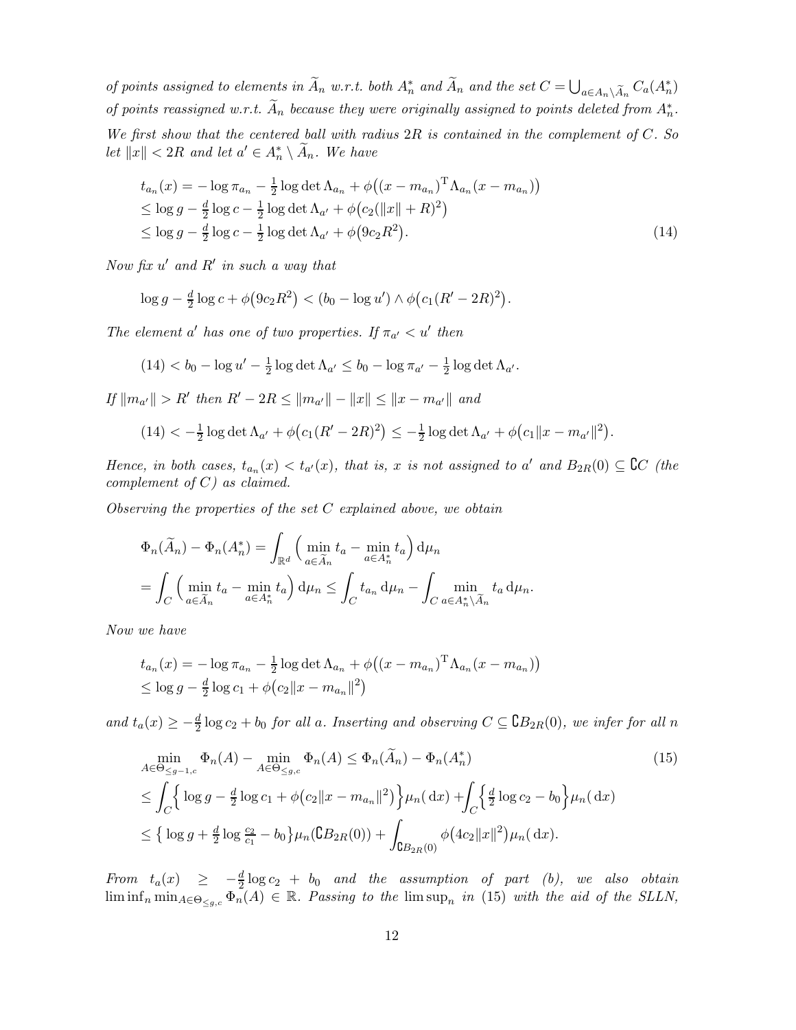*of points assigned to elements in $\widetilde{A}_n$ w.r.t. both $A_n^*$ and $\widetilde{A}_n$ and the set $C = \bigcup_{a\in A_n\setminus\widetilde{A}_n} C_a(A_n^*)$ of points reassigned w.r.t. $\widetilde{A}_n$ because they were originally assigned to points deleted from $A_n^*$.*

*We first show that the centered ball with radius $2R$ is contained in the complement of $C$. So let $\|x\| < 2R$ and let $a' \in A_n^* \setminus \widetilde{A}_n$. We have*

$$
\begin{aligned}
t_{a_n}(x) &= -\log \pi_{a_n} - \tfrac{1}{2}\log\det\Lambda_{a_n} + \phi\big((x-m_{a_n})^{\mathrm{T}}\Lambda_{a_n}(x-m_{a_n})\big)\\
&\le \log g - \tfrac{d}{2}\log c - \tfrac{1}{2}\log\det\Lambda_{a'} + \phi\big(c_2(\|x\|+R)^2\big)\\
&\le \log g - \tfrac{d}{2}\log c - \tfrac{1}{2}\log\det\Lambda_{a'} + \phi\big(9c_2R^2\big). \qquad (14)
\end{aligned}
$$

*Now fix $u'$ and $R'$ in such a way that*

$$
\log g - \tfrac{d}{2}\log c + \phi\big(9c_2R^2\big) < (b_0 - \log u') \wedge \phi\big(c_1(R'-2R)^2\big).
$$

*The element $a'$ has one of two properties. If $\pi_{a'} < u'$ then*

$$
(14) < b_0 - \log u' - \tfrac{1}{2}\log\det\Lambda_{a'} \le b_0 - \log\pi_{a'} - \tfrac{1}{2}\log\det\Lambda_{a'}.
$$

*If $\|m_{a'}\| > R'$ then $R' - 2R \le \|m_{a'}\| - \|x\| \le \|x - m_{a'}\|$ and*

$$
(14) < -\tfrac{1}{2}\log\det\Lambda_{a'} + \phi\big(c_1(R'-2R)^2\big) \le -\tfrac{1}{2}\log\det\Lambda_{a'} + \phi\big(c_1\|x-m_{a'}\|^2\big).
$$

*Hence, in both cases, $t_{a_n}(x) < t_{a'}(x)$, that is, $x$ is not assigned to $a'$ and $B_{2R}(0) \subseteq \complement C$ (the complement of $C$) as claimed.*

*Observing the properties of the set $C$ explained above, we obtain*

$$
\begin{aligned}
&\Phi_n(\widetilde{A}_n) - \Phi_n(A_n^*) = \int_{\mathbb{R}^d}\Big(\min_{a\in\widetilde{A}_n} t_a - \min_{a\in A_n^*} t_a\Big)\,\mathrm{d}\mu_n\\
&= \int_C \Big(\min_{a\in\widetilde{A}_n} t_a - \min_{a\in A_n^*} t_a\Big)\,\mathrm{d}\mu_n \le \int_C t_{a_n}\,\mathrm{d}\mu_n - \int_C \min_{a\in A_n^*\setminus\widetilde{A}_n} t_a\,\mathrm{d}\mu_n.
\end{aligned}
$$

*Now we have*

$$
\begin{aligned}
t_{a_n}(x) &= -\log\pi_{a_n} - \tfrac{1}{2}\log\det\Lambda_{a_n} + \phi\big((x-m_{a_n})^{\mathrm{T}}\Lambda_{a_n}(x-m_{a_n})\big)\\
&\le \log g - \tfrac{d}{2}\log c_1 + \phi\big(c_2\|x-m_{a_n}\|^2\big)
\end{aligned}
$$

*and $t_a(x) \ge -\frac{d}{2}\log c_2 + b_0$ for all $a$. Inserting and observing $C \subseteq \complement B_{2R}(0)$, we infer for all $n$*

$$
\begin{aligned}
&\min_{A\in\Theta_{\le g-1,c}}\Phi_n(A) - \min_{A\in\Theta_{\le g,c}}\Phi_n(A) \le \Phi_n(\widetilde{A}_n) - \Phi_n(A_n^*) \qquad (15)\\
&\le \int_C\Big\{\log g - \tfrac{d}{2}\log c_1 + \phi\big(c_2\|x-m_{a_n}\|^2\big)\Big\}\mu_n(\,\mathrm{d}x) + \int_C\Big\{\tfrac{d}{2}\log c_2 - b_0\Big\}\mu_n(\,\mathrm{d}x)\\
&\le \big\{\log g + \tfrac{d}{2}\log\tfrac{c_2}{c_1} - b_0\big\}\mu_n(\complement B_{2R}(0)) + \int_{\complement B_{2R}(0)}\phi\big(4c_2\|x\|^2\big)\mu_n(\,\mathrm{d}x).
\end{aligned}
$$

*From $t_a(x) \ge -\frac{d}{2}\log c_2 + b_0$ and the assumption of part (b), we also obtain $\liminf_n \min_{A\in\Theta_{\le g,c}}\Phi_n(A) \in \mathbb{R}$. Passing to the $\limsup_n$ in (15) with the aid of the SLLN,*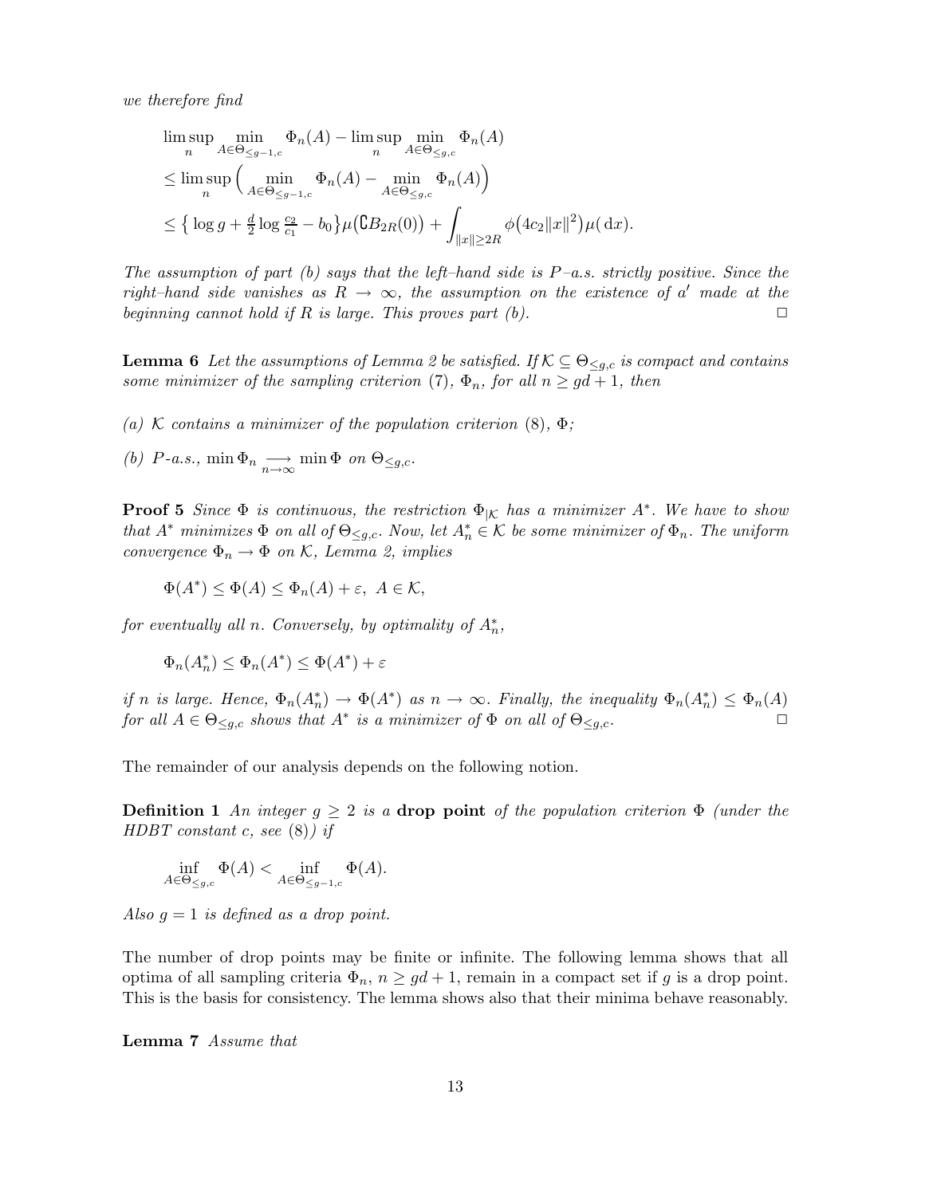*we therefore find*

$$
\begin{aligned}
&\limsup_n \min_{A\in\Theta_{\le g-1,c}} \Phi_n(A) - \limsup_n \min_{A\in\Theta_{\le g,c}} \Phi_n(A)\\
&\le \limsup_n \Big( \min_{A\in\Theta_{\le g-1,c}} \Phi_n(A) - \min_{A\in\Theta_{\le g,c}} \Phi_n(A)\Big)\\
&\le \big\{ \log g + \tfrac{d}{2}\log \tfrac{c_2}{c_1} - b_0\big\}\mu\big(\complement B_{2R}(0)\big) + \int_{\|x\|\ge 2R} \phi\big(4c_2\|x\|^2\big)\mu(\,\mathrm{d}x).
\end{aligned}
$$

*The assumption of part (b) says that the left–hand side is $P$–a.s. strictly positive. Since the right–hand side vanishes as $R \to \infty$, the assumption on the existence of $a'$ made at the beginning cannot hold if $R$ is large. This proves part (b).* $\square$

**Lemma 6** *Let the assumptions of Lemma 2 be satisfied. If $\mathcal{K} \subseteq \Theta_{\le g,c}$ is compact and contains some minimizer of the sampling criterion (7), $\Phi_n$, for all $n \ge gd + 1$, then*

*(a) $\mathcal{K}$ contains a minimizer of the population criterion (8), $\Phi$;*

*(b) $P$-a.s., $\min \Phi_n \underset{n\to\infty}{\longrightarrow} \min \Phi$ on $\Theta_{\le g,c}$.*

**Proof 5** *Since $\Phi$ is continuous, the restriction $\Phi_{|\mathcal{K}}$ has a minimizer $A^*$. We have to show that $A^*$ minimizes $\Phi$ on all of $\Theta_{\le g,c}$. Now, let $A_n^* \in \mathcal{K}$ be some minimizer of $\Phi_n$. The uniform convergence $\Phi_n \to \Phi$ on $\mathcal{K}$, Lemma 2, implies*

$$\Phi(A^*) \le \Phi(A) \le \Phi_n(A) + \varepsilon,\ \ A \in \mathcal{K},$$

*for eventually all $n$. Conversely, by optimality of $A_n^*$,*

$$\Phi_n(A_n^*) \le \Phi_n(A^*) \le \Phi(A^*) + \varepsilon$$

*if $n$ is large. Hence, $\Phi_n(A_n^*) \to \Phi(A^*)$ as $n \to \infty$. Finally, the inequality $\Phi_n(A_n^*) \le \Phi_n(A)$ for all $A \in \Theta_{\le g,c}$ shows that $A^*$ is a minimizer of $\Phi$ on all of $\Theta_{\le g,c}$.* $\square$

The remainder of our analysis depends on the following notion.

**Definition 1** *An integer $g \ge 2$ is a* **drop point** *of the population criterion $\Phi$ (under the HDBT constant $c$, see (8)) if*

$$\inf_{A\in\Theta_{\le g,c}} \Phi(A) < \inf_{A\in\Theta_{\le g-1,c}} \Phi(A).$$

*Also $g = 1$ is defined as a drop point.*

The number of drop points may be finite or infinite. The following lemma shows that all optima of all sampling criteria $\Phi_n$, $n \ge gd + 1$, remain in a compact set if $g$ is a drop point. This is the basis for consistency. The lemma shows also that their minima behave reasonably.

**Lemma 7** *Assume that*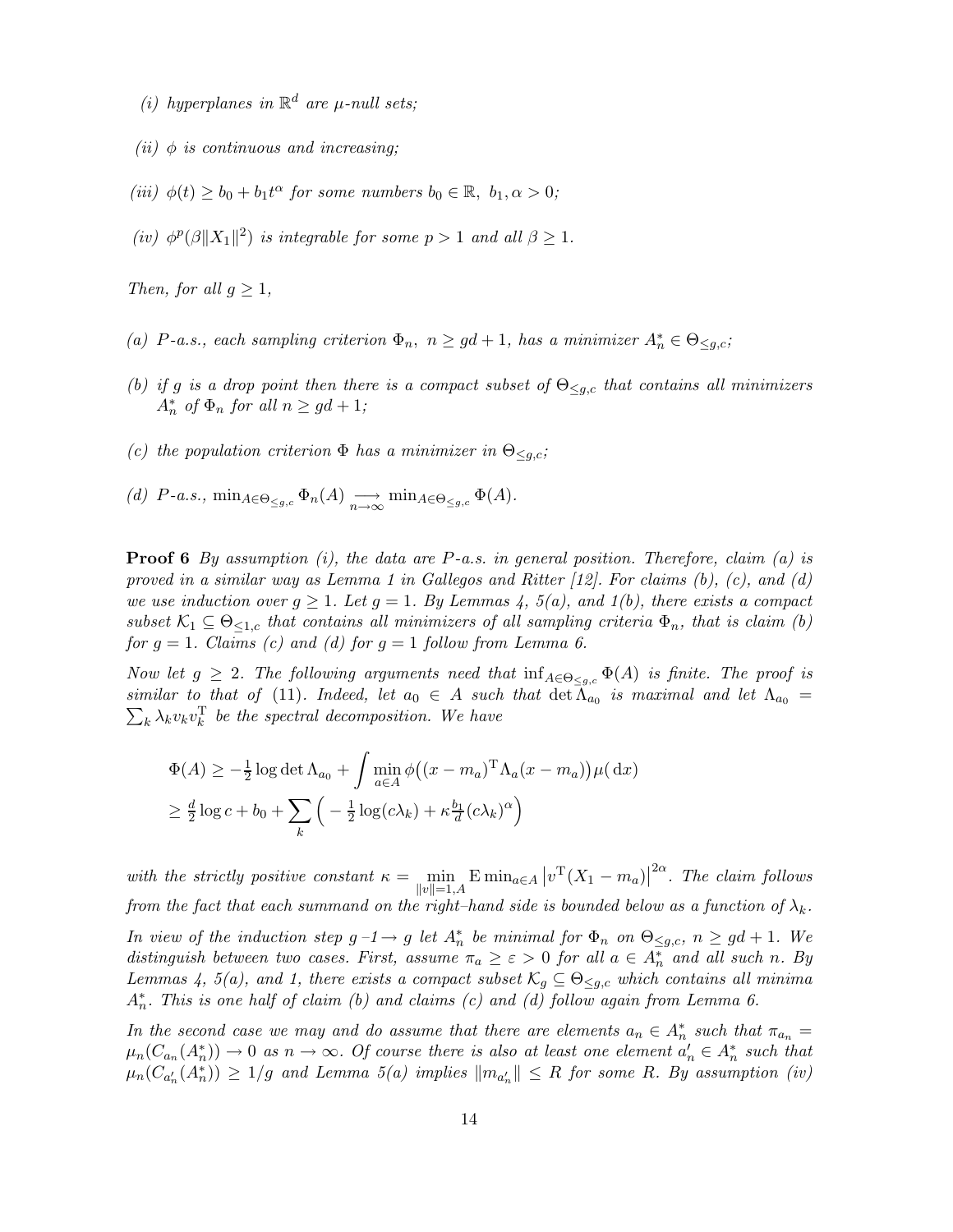*(i) hyperplanes in $\mathbb{R}^d$ are $\mu$-null sets;*

*(ii) $\phi$ is continuous and increasing;*

*(iii) $\phi(t) \geq b_0 + b_1 t^\alpha$ for some numbers $b_0 \in \mathbb{R},\ b_1, \alpha > 0$;*

*(iv) $\phi^p(\beta\|X_1\|^2)$ is integrable for some $p > 1$ and all $\beta \geq 1$.*

*Then, for all $g \geq 1$,*

*(a) $P$-a.s., each sampling criterion $\Phi_n,\ n \geq gd+1$, has a minimizer $A_n^* \in \Theta_{\leq g,c}$;*

*(b) if $g$ is a drop point then there is a compact subset of $\Theta_{\leq g,c}$ that contains all minimizers $A_n^*$ of $\Phi_n$ for all $n \geq gd+1$;*

*(c) the population criterion $\Phi$ has a minimizer in $\Theta_{\leq g,c}$;*

*(d) $P$-a.s., $\min_{A \in \Theta_{\leq g,c}} \Phi_n(A) \underset{n\to\infty}{\longrightarrow} \min_{A \in \Theta_{\leq g,c}} \Phi(A)$.*

**Proof 6** *By assumption (i), the data are $P$-a.s. in general position. Therefore, claim (a) is proved in a similar way as Lemma 1 in Gallegos and Ritter [12]. For claims (b), (c), and (d) we use induction over $g \geq 1$. Let $g = 1$. By Lemmas 4, 5(a), and 1(b), there exists a compact subset $\mathcal{K}_1 \subseteq \Theta_{\leq 1,c}$ that contains all minimizers of all sampling criteria $\Phi_n$, that is claim (b) for $g = 1$. Claims (c) and (d) for $g = 1$ follow from Lemma 6.*

*Now let $g \geq 2$. The following arguments need that $\inf_{A \in \Theta_{\leq g,c}} \Phi(A)$ is finite. The proof is similar to that of (11). Indeed, let $a_0 \in A$ such that $\det \Lambda_{a_0}$ is maximal and let $\Lambda_{a_0} = \sum_k \lambda_k v_k v_k^{\mathrm{T}}$ be the spectral decomposition. We have*

$$
\begin{aligned}
\Phi(A) &\geq -\tfrac{1}{2}\log\det\Lambda_{a_0} + \int \min_{a\in A} \phi\big((x-m_a)^{\mathrm{T}}\Lambda_a(x-m_a)\big)\mu(\,\mathrm{d}x) \\
&\geq \tfrac{d}{2}\log c + b_0 + \sum_k \Big( -\tfrac{1}{2}\log(c\lambda_k) + \kappa \tfrac{b_1}{d}(c\lambda_k)^\alpha \Big)
\end{aligned}
$$

*with the strictly positive constant $\kappa = \min\limits_{\|v\|=1,A} \mathrm{E}\min_{a\in A}\left|v^{\mathrm{T}}(X_1 - m_a)\right|^{2\alpha}$. The claim follows from the fact that each summand on the right–hand side is bounded below as a function of $\lambda_k$.*

*In view of the induction step $g\,$–$1 \to g$ let $A_n^*$ be minimal for $\Phi_n$ on $\Theta_{\leq g,c}$, $n \geq gd+1$. We distinguish between two cases. First, assume $\pi_a \geq \varepsilon > 0$ for all $a \in A_n^*$ and all such $n$. By Lemmas 4, 5(a), and 1, there exists a compact subset $\mathcal{K}_g \subseteq \Theta_{\leq g,c}$ which contains all minima $A_n^*$. This is one half of claim (b) and claims (c) and (d) follow again from Lemma 6.*

*In the second case we may and do assume that there are elements $a_n \in A_n^*$ such that $\pi_{a_n} = \mu_n(C_{a_n}(A_n^*)) \to 0$ as $n \to \infty$. Of course there is also at least one element $a_n' \in A_n^*$ such that $\mu_n(C_{a_n'}(A_n^*)) \geq 1/g$ and Lemma 5(a) implies $\|m_{a_n'}\| \leq R$ for some $R$. By assumption (iv)*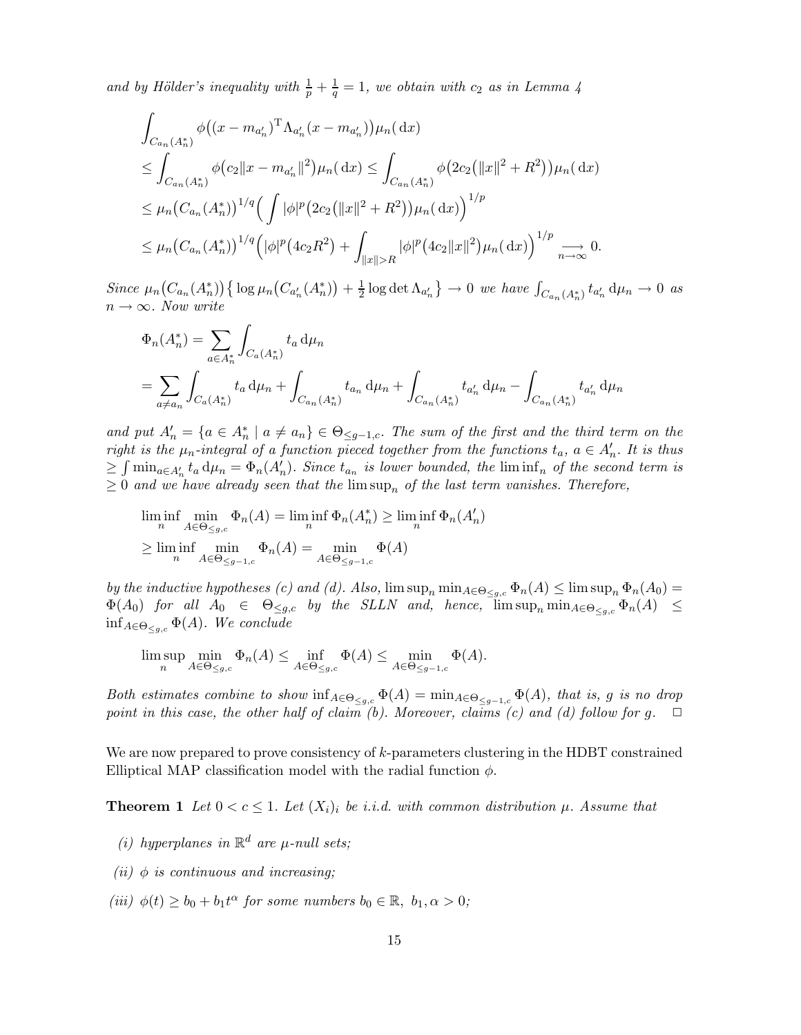*and by Hölder's inequality with $\frac{1}{p}+\frac{1}{q}=1$, we obtain with $c_2$ as in Lemma 4*

$$
\begin{aligned}
&\int_{C_{a_n}(A_n^*)} \phi\big((x-m_{a_n'})^{\mathrm T}\Lambda_{a_n'}(x-m_{a_n'})\big)\mu_n(\,\mathrm dx)\\
&\le \int_{C_{a_n}(A_n^*)} \phi\big(c_2\|x-m_{a_n'}\|^2\big)\mu_n(\,\mathrm dx) \le \int_{C_{a_n}(A_n^*)} \phi\big(2c_2\big(\|x\|^2+R^2\big)\big)\mu_n(\,\mathrm dx)\\
&\le \mu_n\big(C_{a_n}(A_n^*)\big)^{1/q}\Big(\int |\phi|^p\big(2c_2\big(\|x\|^2+R^2\big)\big)\mu_n(\,\mathrm dx)\Big)^{1/p}\\
&\le \mu_n\big(C_{a_n}(A_n^*)\big)^{1/q}\Big(|\phi|^p\big(4c_2R^2\big)+\int_{\|x\|>R}|\phi|^p\big(4c_2\|x\|^2\big)\mu_n(\,\mathrm dx)\Big)^{1/p} \underset{n\to\infty}{\longrightarrow} 0.
\end{aligned}
$$

*Since $\mu_n\big(C_{a_n}(A_n^*)\big)\big\{\log\mu_n\big(C_{a_n'}(A_n^*)\big)+\frac12\log\det\Lambda_{a_n'}\big\}\to 0$ we have $\int_{C_{a_n}(A_n^*)} t_{a_n'}\,\mathrm d\mu_n \to 0$ as $n\to\infty$. Now write*

$$
\begin{aligned}
\Phi_n(A_n^*) &= \sum_{a\in A_n^*}\int_{C_a(A_n^*)} t_a\,\mathrm d\mu_n\\
&= \sum_{a\neq a_n}\int_{C_a(A_n^*)} t_a\,\mathrm d\mu_n + \int_{C_{a_n}(A_n^*)} t_{a_n}\,\mathrm d\mu_n + \int_{C_{a_n}(A_n^*)} t_{a_n'}\,\mathrm d\mu_n - \int_{C_{a_n}(A_n^*)} t_{a_n'}\,\mathrm d\mu_n
\end{aligned}
$$

*and put $A_n'=\{a\in A_n^*\mid a\neq a_n\}\in\Theta_{\le g-1,c}$. The sum of the first and the third term on the right is the $\mu_n$-integral of a function pieced together from the functions $t_a$, $a\in A_n'$. It is thus $\ge \int \min_{a\in A_n'} t_a\,\mathrm d\mu_n = \Phi_n(A_n')$. Since $t_{a_n}$ is lower bounded, the $\liminf_n$ of the second term is $\ge 0$ and we have already seen that the $\limsup_n$ of the last term vanishes. Therefore,*

$$
\begin{aligned}
&\liminf_n \min_{A\in\Theta_{\le g,c}}\Phi_n(A) = \liminf_n \Phi_n(A_n^*) \ge \liminf_n \Phi_n(A_n')\\
&\ge \liminf_n \min_{A\in\Theta_{\le g-1,c}}\Phi_n(A) = \min_{A\in\Theta_{\le g-1,c}}\Phi(A)
\end{aligned}
$$

*by the inductive hypotheses (c) and (d). Also, $\limsup_n \min_{A\in\Theta_{\le g,c}}\Phi_n(A)\le \limsup_n \Phi_n(A_0) = \Phi(A_0)$ for all $A_0\in\Theta_{\le g,c}$ by the SLLN and, hence, $\limsup_n \min_{A\in\Theta_{\le g,c}}\Phi_n(A)\le \inf_{A\in\Theta_{\le g,c}}\Phi(A)$. We conclude*

$$
\limsup_n \min_{A\in\Theta_{\le g,c}}\Phi_n(A) \le \inf_{A\in\Theta_{\le g,c}}\Phi(A) \le \min_{A\in\Theta_{\le g-1,c}}\Phi(A).
$$

*Both estimates combine to show $\inf_{A\in\Theta_{\le g,c}}\Phi(A)=\min_{A\in\Theta_{\le g-1,c}}\Phi(A)$, that is, $g$ is no drop point in this case, the other half of claim (b). Moreover, claims (c) and (d) follow for $g$.* $\Box$

We are now prepared to prove consistency of $k$-parameters clustering in the HDBT constrained Elliptical MAP classification model with the radial function $\phi$.

**Theorem 1** *Let $0<c\le 1$. Let $(X_i)_i$ be i.i.d. with common distribution $\mu$. Assume that*

*(i) hyperplanes in $\mathbb R^d$ are $\mu$-null sets;*

*(ii) $\phi$ is continuous and increasing;*

*(iii) $\phi(t)\ge b_0+b_1t^\alpha$ for some numbers $b_0\in\mathbb R$, $b_1,\alpha>0$;*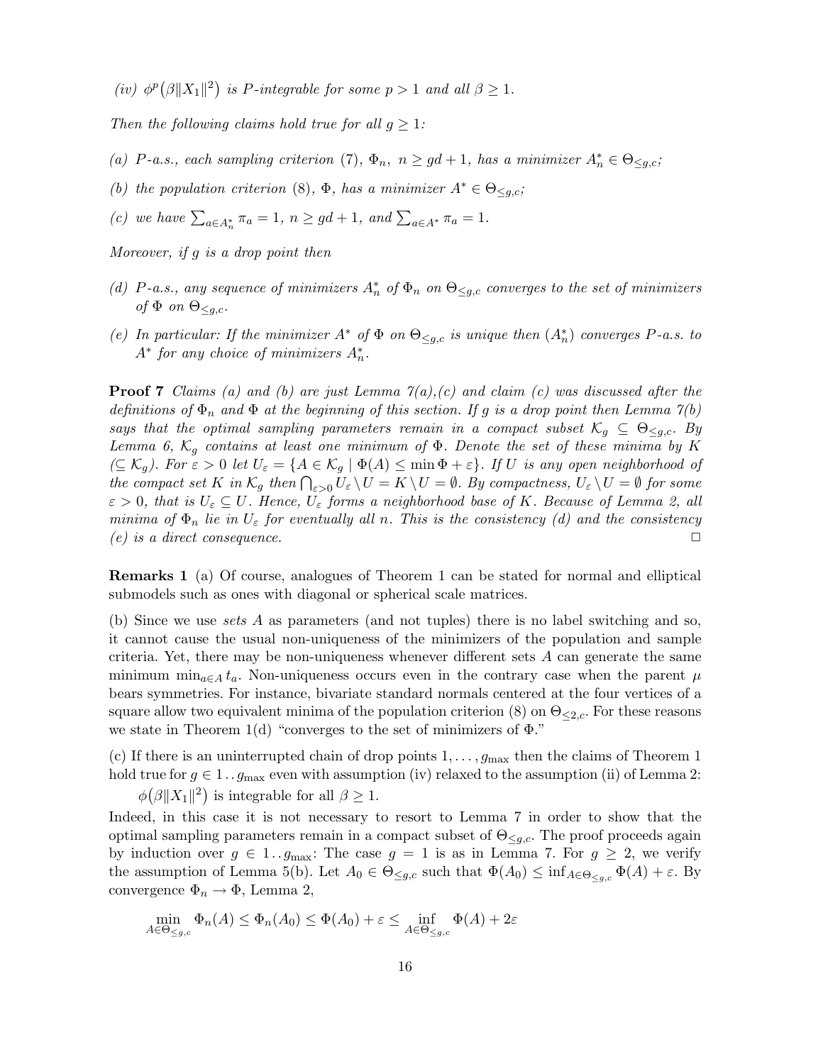*(iv)* $\phi^p\big(\beta\|X_1\|^2\big)$ *is P-integrable for some* $p > 1$ *and all* $\beta \geq 1$.

*Then the following claims hold true for all* $g \geq 1$*:*

*(a) P-a.s., each sampling criterion (7),* $\Phi_n$, $n \geq gd+1$, *has a minimizer* $A_n^* \in \Theta_{\leq g,c}$*;*

*(b) the population criterion (8),* $\Phi$, *has a minimizer* $A^* \in \Theta_{\leq g,c}$*;*

*(c) we have* $\sum_{a\in A_n^*} \pi_a = 1$, $n \geq gd+1$, *and* $\sum_{a\in A^*} \pi_a = 1$.

*Moreover, if g is a drop point then*

*(d) P-a.s., any sequence of minimizers* $A_n^*$ *of* $\Phi_n$ *on* $\Theta_{\leq g,c}$ *converges to the set of minimizers of* $\Phi$ *on* $\Theta_{\leq g,c}$.

*(e) In particular: If the minimizer* $A^*$ *of* $\Phi$ *on* $\Theta_{\leq g,c}$ *is unique then* $(A_n^*)$ *converges P-a.s. to* $A^*$ *for any choice of minimizers* $A_n^*$.

**Proof 7** *Claims (a) and (b) are just Lemma 7(a),(c) and claim (c) was discussed after the definitions of* $\Phi_n$ *and* $\Phi$ *at the beginning of this section. If g is a drop point then Lemma 7(b) says that the optimal sampling parameters remain in a compact subset* $\mathcal{K}_g \subseteq \Theta_{\leq g,c}$. *By Lemma 6,* $\mathcal{K}_g$ *contains at least one minimum of* $\Phi$. *Denote the set of these minima by K* $(\subseteq \mathcal{K}_g)$. *For* $\varepsilon > 0$ *let* $U_\varepsilon = \{A \in \mathcal{K}_g \mid \Phi(A) \leq \min \Phi + \varepsilon\}$. *If U is any open neighborhood of the compact set K in* $\mathcal{K}_g$ *then* $\bigcap_{\varepsilon>0} U_\varepsilon \setminus U = K \setminus U = \emptyset$. *By compactness,* $U_\varepsilon \setminus U = \emptyset$ *for some* $\varepsilon > 0$, *that is* $U_\varepsilon \subseteq U$. *Hence,* $U_\varepsilon$ *forms a neighborhood base of K. Because of Lemma 2, all minima of* $\Phi_n$ *lie in* $U_\varepsilon$ *for eventually all n. This is the consistency (d) and the consistency (e) is a direct consequence.* □

**Remarks 1** (a) Of course, analogues of Theorem 1 can be stated for normal and elliptical submodels such as ones with diagonal or spherical scale matrices.

(b) Since we use *sets A* as parameters (and not tuples) there is no label switching and so, it cannot cause the usual non-uniqueness of the minimizers of the population and sample criteria. Yet, there may be non-uniqueness whenever different sets $A$ can generate the same minimum $\min_{a\in A} t_a$. Non-uniqueness occurs even in the contrary case when the parent $\mu$ bears symmetries. For instance, bivariate standard normals centered at the four vertices of a square allow two equivalent minima of the population criterion (8) on $\Theta_{\leq 2,c}$. For these reasons we state in Theorem 1(d) "converges to the set of minimizers of $\Phi$."

(c) If there is an uninterrupted chain of drop points $1,\ldots,g_{\max}$ then the claims of Theorem 1 hold true for $g \in 1\,..\,g_{\max}$ even with assumption (iv) relaxed to the assumption (ii) of Lemma 2:

$\phi\big(\beta\|X_1\|^2\big)$ is integrable for all $\beta \geq 1$.

Indeed, in this case it is not necessary to resort to Lemma 7 in order to show that the optimal sampling parameters remain in a compact subset of $\Theta_{\leq g,c}$. The proof proceeds again by induction over $g \in 1\,..\,g_{\max}$: The case $g = 1$ is as in Lemma 7. For $g \geq 2$, we verify the assumption of Lemma 5(b). Let $A_0 \in \Theta_{\leq g,c}$ such that $\Phi(A_0) \leq \inf_{A\in\Theta_{\leq g,c}} \Phi(A) + \varepsilon$. By convergence $\Phi_n \to \Phi$, Lemma 2,

$$\min_{A\in\Theta_{\leq g,c}} \Phi_n(A) \leq \Phi_n(A_0) \leq \Phi(A_0) + \varepsilon \leq \inf_{A\in\Theta_{\leq g,c}} \Phi(A) + 2\varepsilon$$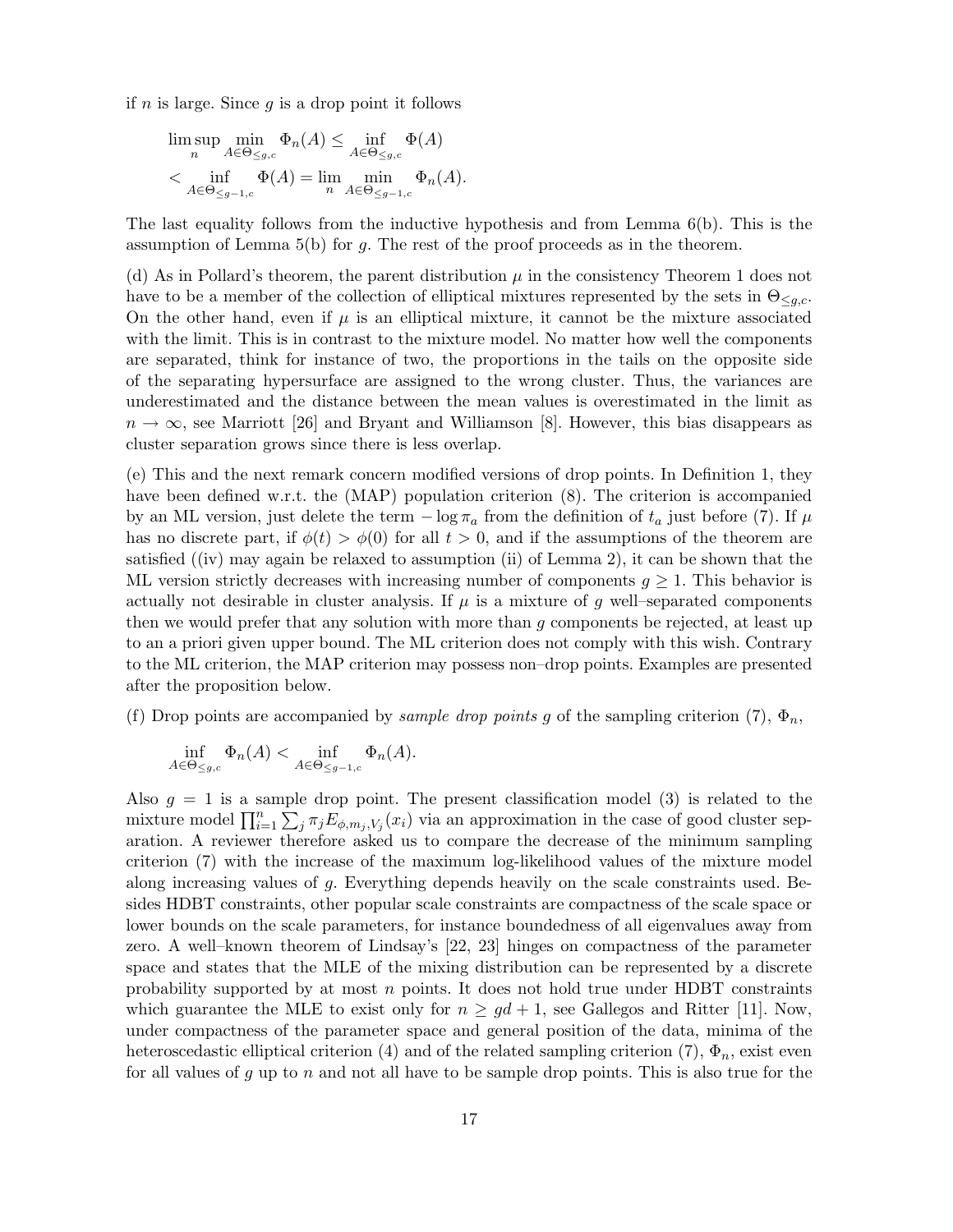if $n$ is large. Since $g$ is a drop point it follows

$$\limsup_n \min_{A\in\Theta_{\le g,c}} \Phi_n(A) \le \inf_{A\in\Theta_{\le g,c}} \Phi(A)$$
$$< \inf_{A\in\Theta_{\le g-1,c}} \Phi(A) = \lim_n \min_{A\in\Theta_{\le g-1,c}} \Phi_n(A).$$

The last equality follows from the inductive hypothesis and from Lemma 6(b). This is the assumption of Lemma 5(b) for $g$. The rest of the proof proceeds as in the theorem.

(d) As in Pollard's theorem, the parent distribution $\mu$ in the consistency Theorem 1 does not have to be a member of the collection of elliptical mixtures represented by the sets in $\Theta_{\le g,c}$. On the other hand, even if $\mu$ is an elliptical mixture, it cannot be the mixture associated with the limit. This is in contrast to the mixture model. No matter how well the components are separated, think for instance of two, the proportions in the tails on the opposite side of the separating hypersurface are assigned to the wrong cluster. Thus, the variances are underestimated and the distance between the mean values is overestimated in the limit as $n \to \infty$, see Marriott [26] and Bryant and Williamson [8]. However, this bias disappears as cluster separation grows since there is less overlap.

(e) This and the next remark concern modified versions of drop points. In Definition 1, they have been defined w.r.t. the (MAP) population criterion (8). The criterion is accompanied by an ML version, just delete the term $-\log \pi_a$ from the definition of $t_a$ just before (7). If $\mu$ has no discrete part, if $\phi(t) > \phi(0)$ for all $t > 0$, and if the assumptions of the theorem are satisfied ((iv) may again be relaxed to assumption (ii) of Lemma 2), it can be shown that the ML version strictly decreases with increasing number of components $g \ge 1$. This behavior is actually not desirable in cluster analysis. If $\mu$ is a mixture of $g$ well–separated components then we would prefer that any solution with more than $g$ components be rejected, at least up to an a priori given upper bound. The ML criterion does not comply with this wish. Contrary to the ML criterion, the MAP criterion may possess non–drop points. Examples are presented after the proposition below.

(f) Drop points are accompanied by *sample drop points* $g$ of the sampling criterion (7), $\Phi_n$,

$$\inf_{A\in\Theta_{\le g,c}} \Phi_n(A) < \inf_{A\in\Theta_{\le g-1,c}} \Phi_n(A).$$

Also $g = 1$ is a sample drop point. The present classification model (3) is related to the mixture model $\prod_{i=1}^n \sum_j \pi_j E_{\phi,m_j,V_j}(x_i)$ via an approximation in the case of good cluster separation. A reviewer therefore asked us to compare the decrease of the minimum sampling criterion (7) with the increase of the maximum log-likelihood values of the mixture model along increasing values of $g$. Everything depends heavily on the scale constraints used. Besides HDBT constraints, other popular scale constraints are compactness of the scale space or lower bounds on the scale parameters, for instance boundedness of all eigenvalues away from zero. A well–known theorem of Lindsay's [22, 23] hinges on compactness of the parameter space and states that the MLE of the mixing distribution can be represented by a discrete probability supported by at most $n$ points. It does not hold true under HDBT constraints which guarantee the MLE to exist only for $n \ge gd + 1$, see Gallegos and Ritter [11]. Now, under compactness of the parameter space and general position of the data, minima of the heteroscedastic elliptical criterion (4) and of the related sampling criterion (7), $\Phi_n$, exist even for all values of $g$ up to $n$ and not all have to be sample drop points. This is also true for the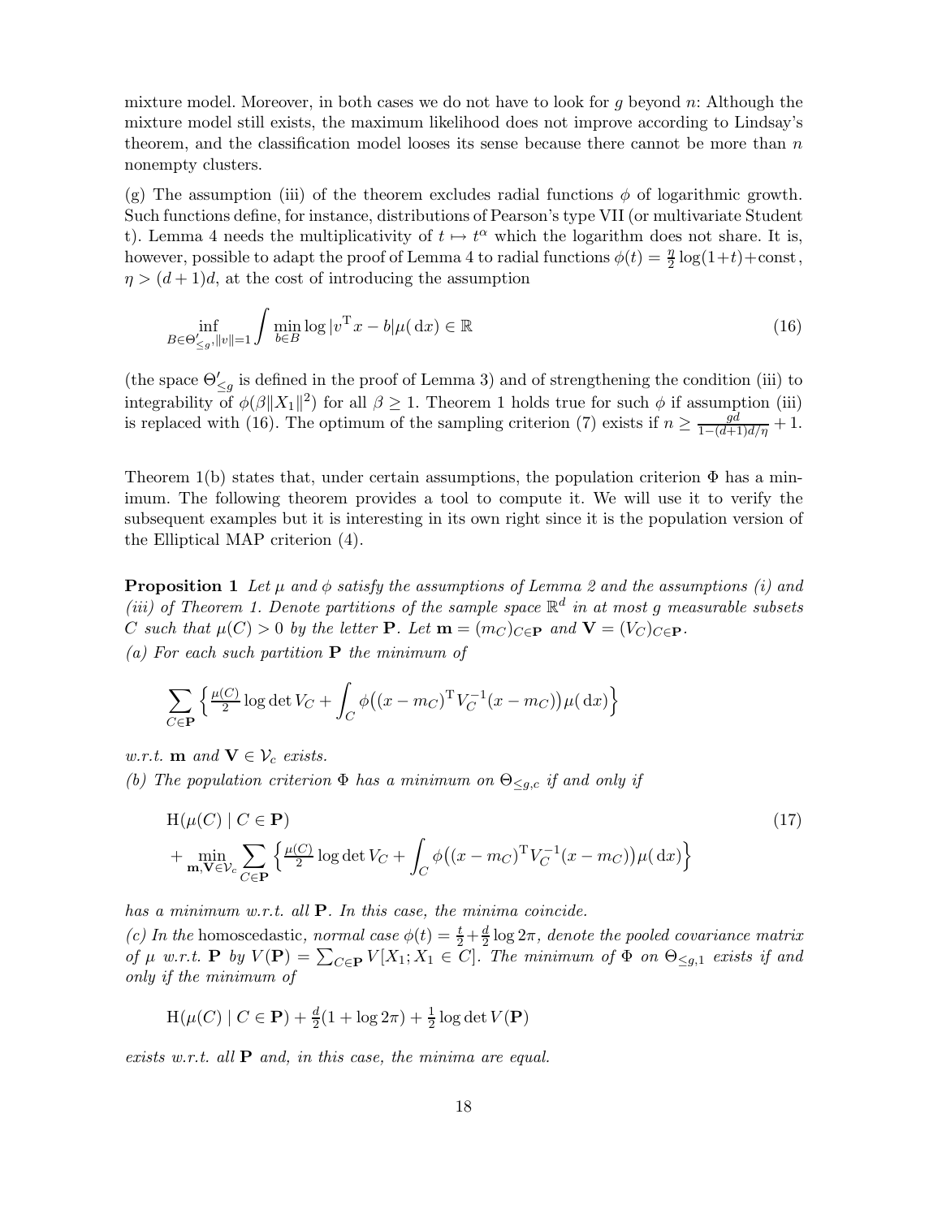mixture model. Moreover, in both cases we do not have to look for $g$ beyond $n$: Although the mixture model still exists, the maximum likelihood does not improve according to Lindsay's theorem, and the classification model looses its sense because there cannot be more than $n$ nonempty clusters.

(g) The assumption (iii) of the theorem excludes radial functions $\phi$ of logarithmic growth. Such functions define, for instance, distributions of Pearson's type VII (or multivariate Student t). Lemma 4 needs the multiplicativity of $t \mapsto t^\alpha$ which the logarithm does not share. It is, however, possible to adapt the proof of Lemma 4 to radial functions $\phi(t) = \frac{\eta}{2}\log(1+t)+\text{const}$, $\eta > (d+1)d$, at the cost of introducing the assumption

$$\inf_{B\in\Theta'_{\le g}, \|v\|=1} \int \min_{b\in B} \log|v^{\mathrm T}x - b|\mu(\,\mathrm dx) \in \mathbb R \tag{16}$$

(the space $\Theta'_{\le g}$ is defined in the proof of Lemma 3) and of strengthening the condition (iii) to integrability of $\phi(\beta\|X_1\|^2)$ for all $\beta \ge 1$. Theorem 1 holds true for such $\phi$ if assumption (iii) is replaced with (16). The optimum of the sampling criterion (7) exists if $n \ge \frac{gd}{1-(d+1)d/\eta}+1$.

Theorem 1(b) states that, under certain assumptions, the population criterion $\Phi$ has a minimum. The following theorem provides a tool to compute it. We will use it to verify the subsequent examples but it is interesting in its own right since it is the population version of the Elliptical MAP criterion (4).

**Proposition 1** *Let $\mu$ and $\phi$ satisfy the assumptions of Lemma 2 and the assumptions (i) and (iii) of Theorem 1. Denote partitions of the sample space $\mathbb R^d$ in at most $g$ measurable subsets $C$ such that $\mu(C) > 0$ by the letter $\mathbf P$. Let $\mathbf m = (m_C)_{C\in\mathbf P}$ and $\mathbf V = (V_C)_{C\in\mathbf P}$.*

*(a) For each such partition $\mathbf P$ the minimum of*

$$\sum_{C\in\mathbf P}\Big\{\tfrac{\mu(C)}{2}\log\det V_C + \int_C \phi\big((x-m_C)^{\mathrm T}V_C^{-1}(x-m_C)\big)\mu(\,\mathrm dx)\Big\}$$

*w.r.t. $\mathbf m$ and $\mathbf V \in \mathcal V_c$ exists.*

*(b) The population criterion $\Phi$ has a minimum on $\Theta_{\le g,c}$ if and only if*

$$\begin{aligned}&\mathrm H(\mu(C)\mid C\in\mathbf P)\\ &+\min_{\mathbf m,\mathbf V\in\mathcal V_c}\sum_{C\in\mathbf P}\Big\{\tfrac{\mu(C)}{2}\log\det V_C + \int_C \phi\big((x-m_C)^{\mathrm T}V_C^{-1}(x-m_C)\big)\mu(\,\mathrm dx)\Big\}\end{aligned} \tag{17}$$

*has a minimum w.r.t. all $\mathbf P$. In this case, the minima coincide.*

*(c) In the* homoscedastic*, normal case $\phi(t) = \frac{t}{2}+\frac{d}{2}\log 2\pi$, denote the pooled covariance matrix of $\mu$ w.r.t. $\mathbf P$ by $V(\mathbf P) = \sum_{C\in\mathbf P} V[X_1; X_1\in C]$. The minimum of $\Phi$ on $\Theta_{\le g,1}$ exists if and only if the minimum of*

$$\mathrm H(\mu(C)\mid C\in\mathbf P) + \tfrac{d}{2}(1+\log 2\pi) + \tfrac12\log\det V(\mathbf P)$$

*exists w.r.t. all $\mathbf P$ and, in this case, the minima are equal.*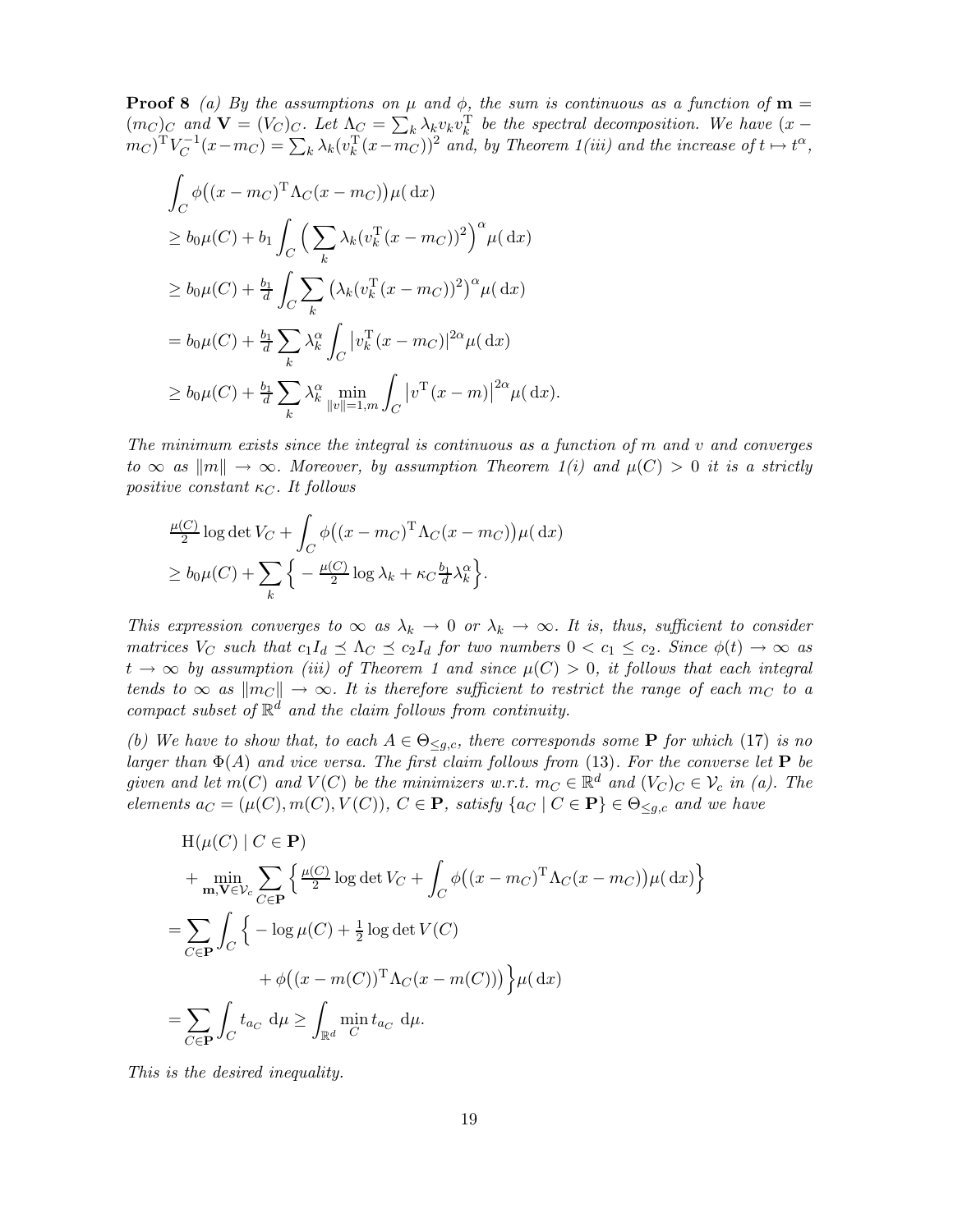**Proof 8** *(a) By the assumptions on $\mu$ and $\phi$, the sum is continuous as a function of $\mathbf{m} = (m_C)_C$ and $\mathbf{V} = (V_C)_C$. Let $\Lambda_C = \sum_k \lambda_k v_k v_k^{\mathrm{T}}$ be the spectral decomposition. We have $(x - m_C)^{\mathrm{T}} V_C^{-1}(x - m_C) = \sum_k \lambda_k (v_k^{\mathrm{T}}(x - m_C))^2$ and, by Theorem 1(iii) and the increase of $t \mapsto t^\alpha$,*

$$
\begin{aligned}
&\int_C \phi\big((x - m_C)^{\mathrm{T}} \Lambda_C (x - m_C)\big) \mu(\,\mathrm{d}x) \\
&\geq b_0 \mu(C) + b_1 \int_C \Big( \sum_k \lambda_k (v_k^{\mathrm{T}}(x - m_C))^2 \Big)^\alpha \mu(\,\mathrm{d}x) \\
&\geq b_0 \mu(C) + \tfrac{b_1}{d} \int_C \sum_k \big(\lambda_k (v_k^{\mathrm{T}}(x - m_C))^2\big)^\alpha \mu(\,\mathrm{d}x) \\
&= b_0 \mu(C) + \tfrac{b_1}{d} \sum_k \lambda_k^\alpha \int_C \big|v_k^{\mathrm{T}}(x - m_C)\big|^{2\alpha} \mu(\,\mathrm{d}x) \\
&\geq b_0 \mu(C) + \tfrac{b_1}{d} \sum_k \lambda_k^\alpha \min_{\|v\|=1, m} \int_C \big|v^{\mathrm{T}}(x - m)\big|^{2\alpha} \mu(\,\mathrm{d}x).
\end{aligned}
$$

*The minimum exists since the integral is continuous as a function of $m$ and $v$ and converges to $\infty$ as $\|m\| \to \infty$. Moreover, by assumption Theorem 1(i) and $\mu(C) > 0$ it is a strictly positive constant $\kappa_C$. It follows*

$$
\begin{aligned}
&\tfrac{\mu(C)}{2} \log \det V_C + \int_C \phi\big((x - m_C)^{\mathrm{T}} \Lambda_C (x - m_C)\big) \mu(\,\mathrm{d}x) \\
&\geq b_0 \mu(C) + \sum_k \Big\{ -\tfrac{\mu(C)}{2} \log \lambda_k + \kappa_C \tfrac{b_1}{d} \lambda_k^\alpha \Big\}.
\end{aligned}
$$

*This expression converges to $\infty$ as $\lambda_k \to 0$ or $\lambda_k \to \infty$. It is, thus, sufficient to consider matrices $V_C$ such that $c_1 I_d \preceq \Lambda_C \preceq c_2 I_d$ for two numbers $0 < c_1 \leq c_2$. Since $\phi(t) \to \infty$ as $t \to \infty$ by assumption (iii) of Theorem 1 and since $\mu(C) > 0$, it follows that each integral tends to $\infty$ as $\|m_C\| \to \infty$. It is therefore sufficient to restrict the range of each $m_C$ to a compact subset of $\mathbb{R}^d$ and the claim follows from continuity.*

*(b) We have to show that, to each $A \in \Theta_{\leq g,c}$, there corresponds some $\mathbf{P}$ for which (17) is no larger than $\Phi(A)$ and vice versa. The first claim follows from (13). For the converse let $\mathbf{P}$ be given and let $m(C)$ and $V(C)$ be the minimizers w.r.t. $m_C \in \mathbb{R}^d$ and $(V_C)_C \in \mathcal{V}_c$ in (a). The elements $a_C = (\mu(C), m(C), V(C))$, $C \in \mathbf{P}$, satisfy $\{a_C \mid C \in \mathbf{P}\} \in \Theta_{\leq g,c}$ and we have*

$$
\begin{aligned}
&\mathrm{H}(\mu(C) \mid C \in \mathbf{P}) \\
&\quad + \min_{\mathbf{m}, \mathbf{V} \in \mathcal{V}_c} \sum_{C \in \mathbf{P}} \Big\{ \tfrac{\mu(C)}{2} \log \det V_C + \int_C \phi\big((x - m_C)^{\mathrm{T}} \Lambda_C (x - m_C)\big) \mu(\,\mathrm{d}x) \Big\} \\
&= \sum_{C \in \mathbf{P}} \int_C \Big\{ -\log \mu(C) + \tfrac{1}{2} \log \det V(C) \\
&\qquad\qquad + \phi\big((x - m(C))^{\mathrm{T}} \Lambda_C (x - m(C))\big) \Big\} \mu(\,\mathrm{d}x) \\
&= \sum_{C \in \mathbf{P}} \int_C t_{a_C} \,\mathrm{d}\mu \geq \int_{\mathbb{R}^d} \min_C t_{a_C} \,\mathrm{d}\mu.
\end{aligned}
$$

*This is the desired inequality.*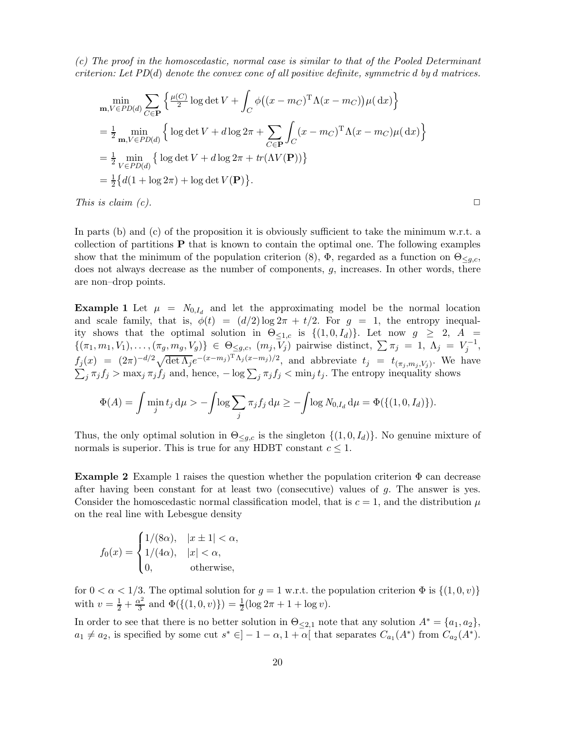*(c) The proof in the homoscedastic, normal case is similar to that of the Pooled Determinant criterion: Let $PD(d)$ denote the convex cone of all positive definite, symmetric $d$ by $d$ matrices.*

$$
\begin{aligned}
&\min_{\mathbf{m},V\in PD(d)} \sum_{C\in\mathbf{P}} \Big\{ \tfrac{\mu(C)}{2}\log\det V + \int_C \phi\big((x-m_C)^{\mathrm T}\Lambda(x-m_C)\big)\mu(\,\mathrm{d}x)\Big\}\\
&= \tfrac12 \min_{\mathbf{m},V\in PD(d)} \Big\{ \log\det V + d\log 2\pi + \sum_{C\in\mathbf{P}}\int_C (x-m_C)^{\mathrm T}\Lambda(x-m_C)\mu(\,\mathrm{d}x)\Big\}\\
&= \tfrac12 \min_{V\in PD(d)} \big\{ \log\det V + d\log 2\pi + tr(\Lambda V(\mathbf{P}))\big\}\\
&= \tfrac12\big\{d(1+\log 2\pi) + \log\det V(\mathbf{P})\big\}.
\end{aligned}
$$

*This is claim (c).* □

In parts (b) and (c) of the proposition it is obviously sufficient to take the minimum w.r.t. a collection of partitions $\mathbf{P}$ that is known to contain the optimal one. The following examples show that the minimum of the population criterion (8), $\Phi$, regarded as a function on $\Theta_{\le g,c}$, does not always decrease as the number of components, $g$, increases. In other words, there are non–drop points.

**Example 1** Let $\mu = N_{0,I_d}$ and let the approximating model be the normal location and scale family, that is, $\phi(t) = (d/2)\log 2\pi + t/2$. For $g = 1$, the entropy inequality shows that the optimal solution in $\Theta_{\le 1,c}$ is $\{(1,0,I_d)\}$. Let now $g \ge 2$, $A = \{(\pi_1,m_1,V_1),\dots,(\pi_g,m_g,V_g)\} \in \Theta_{\le g,c}$, $(m_j,V_j)$ pairwise distinct, $\sum\pi_j = 1$, $\Lambda_j = V_j^{-1}$, $f_j(x) = (2\pi)^{-d/2}\sqrt{\det\Lambda_j}e^{-(x-m_j)^{\mathrm T}\Lambda_j(x-m_j)/2}$, and abbreviate $t_j = t_{(\pi_j,m_j,V_j)}$. We have $\sum_j \pi_j f_j > \max_j \pi_j f_j$ and, hence, $-\log\sum_j\pi_j f_j < \min_j t_j$. The entropy inequality shows

$$
\Phi(A) = \int \min_j t_j \,\mathrm{d}\mu > -\int \log\sum_j \pi_j f_j \,\mathrm{d}\mu \ge -\int \log N_{0,I_d}\,\mathrm{d}\mu = \Phi(\{(1,0,I_d)\}).
$$

Thus, the only optimal solution in $\Theta_{\le g,c}$ is the singleton $\{(1,0,I_d)\}$. No genuine mixture of normals is superior. This is true for any HDBT constant $c \le 1$.

**Example 2** Example 1 raises the question whether the population criterion $\Phi$ can decrease after having been constant for at least two (consecutive) values of $g$. The answer is yes. Consider the homoscedastic normal classification model, that is $c = 1$, and the distribution $\mu$ on the real line with Lebesgue density

$$
f_0(x) = \begin{cases} 1/(8\alpha), & |x\pm 1| < \alpha,\\ 1/(4\alpha), & |x| < \alpha,\\ 0, & \text{otherwise,}\end{cases}
$$

for $0 < \alpha < 1/3$. The optimal solution for $g = 1$ w.r.t. the population criterion $\Phi$ is $\{(1,0,v)\}$ with $v = \frac12 + \frac{\alpha^2}{3}$ and $\Phi(\{(1,0,v)\}) = \frac12(\log 2\pi + 1 + \log v)$.

In order to see that there is no better solution in $\Theta_{\le 2,1}$ note that any solution $A^* = \{a_1,a_2\}$, $a_1 \ne a_2$, is specified by some cut $s^* \in ]-1-\alpha, 1+\alpha[$ that separates $C_{a_1}(A^*)$ from $C_{a_2}(A^*)$.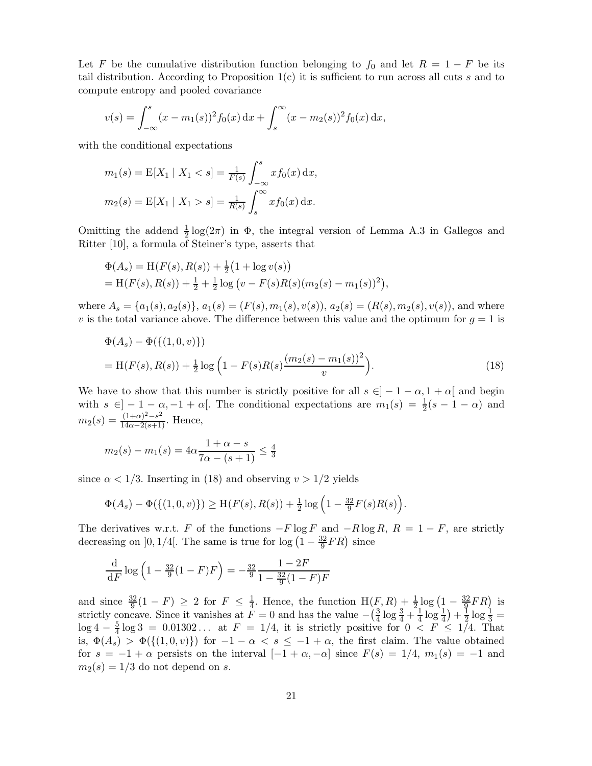Let $F$ be the cumulative distribution function belonging to $f_0$ and let $R = 1 - F$ be its tail distribution. According to Proposition 1(c) it is sufficient to run across all cuts $s$ and to compute entropy and pooled covariance

$$v(s) = \int_{-\infty}^{s} (x - m_1(s))^2 f_0(x)\,\mathrm{d}x + \int_{s}^{\infty} (x - m_2(s))^2 f_0(x)\,\mathrm{d}x,$$

with the conditional expectations

$$m_1(s) = \mathrm{E}[X_1 \mid X_1 < s] = \tfrac{1}{F(s)} \int_{-\infty}^{s} x f_0(x)\,\mathrm{d}x,$$
$$m_2(s) = \mathrm{E}[X_1 \mid X_1 > s] = \tfrac{1}{R(s)} \int_{s}^{\infty} x f_0(x)\,\mathrm{d}x.$$

Omitting the addend $\frac{1}{2}\log(2\pi)$ in $\Phi$, the integral version of Lemma A.3 in Gallegos and Ritter [10], a formula of Steiner's type, asserts that

$$\begin{aligned}
&\Phi(A_s) = \mathrm{H}(F(s), R(s)) + \tfrac{1}{2}\big(1 + \log v(s)\big)\\
&= \mathrm{H}(F(s), R(s)) + \tfrac{1}{2} + \tfrac{1}{2}\log\big(v - F(s)R(s)(m_2(s) - m_1(s))^2\big),
\end{aligned}$$

where $A_s = \{a_1(s), a_2(s)\}$, $a_1(s) = (F(s), m_1(s), v(s))$, $a_2(s) = (R(s), m_2(s), v(s))$, and where $v$ is the total variance above. The difference between this value and the optimum for $g = 1$ is

$$\begin{aligned}
&\Phi(A_s) - \Phi(\{(1, 0, v)\})\\
&= \mathrm{H}(F(s), R(s)) + \tfrac{1}{2}\log\Big(1 - F(s)R(s)\frac{(m_2(s) - m_1(s))^2}{v}\Big). \qquad (18)
\end{aligned}$$

We have to show that this number is strictly positive for all $s \in ]-1-\alpha, 1+\alpha[$ and begin with $s \in ]-1-\alpha, -1+\alpha[$. The conditional expectations are $m_1(s) = \frac{1}{2}(s - 1 - \alpha)$ and $m_2(s) = \frac{(1+\alpha)^2 - s^2}{14\alpha - 2(s+1)}$. Hence,

$$m_2(s) - m_1(s) = 4\alpha \frac{1 + \alpha - s}{7\alpha - (s+1)} \leq \tfrac{4}{3}$$

since $\alpha < 1/3$. Inserting in (18) and observing $v > 1/2$ yields

$$\Phi(A_s) - \Phi(\{(1, 0, v)\}) \geq \mathrm{H}(F(s), R(s)) + \tfrac{1}{2}\log\Big(1 - \tfrac{32}{9}F(s)R(s)\Big).$$

The derivatives w.r.t. $F$ of the functions $-F\log F$ and $-R\log R$, $R = 1 - F$, are strictly decreasing on $]0, 1/4[$. The same is true for $\log\big(1 - \frac{32}{9}FR\big)$ since

$$\frac{\mathrm{d}}{\mathrm{d}F}\log\Big(1 - \tfrac{32}{9}(1 - F)F\Big) = -\tfrac{32}{9}\frac{1 - 2F}{1 - \frac{32}{9}(1 - F)F}$$

and since $\frac{32}{9}(1 - F) \geq 2$ for $F \leq \frac{1}{4}$. Hence, the function $\mathrm{H}(F, R) + \frac{1}{2}\log\big(1 - \frac{32}{9}FR\big)$ is strictly concave. Since it vanishes at $F = 0$ and has the value $-\big(\frac{3}{4}\log\frac{3}{4} + \frac{1}{4}\log\frac{1}{4}\big) + \frac{1}{2}\log\frac{1}{3} = \log 4 - \frac{5}{4}\log 3 = 0.01302\ldots$ at $F = 1/4$, it is strictly positive for $0 < F \leq 1/4$. That is, $\Phi(A_s) > \Phi(\{(1, 0, v)\})$ for $-1 - \alpha < s \leq -1 + \alpha$, the first claim. The value obtained for $s = -1 + \alpha$ persists on the interval $[-1 + \alpha, -\alpha]$ since $F(s) = 1/4$, $m_1(s) = -1$ and $m_2(s) = 1/3$ do not depend on $s$.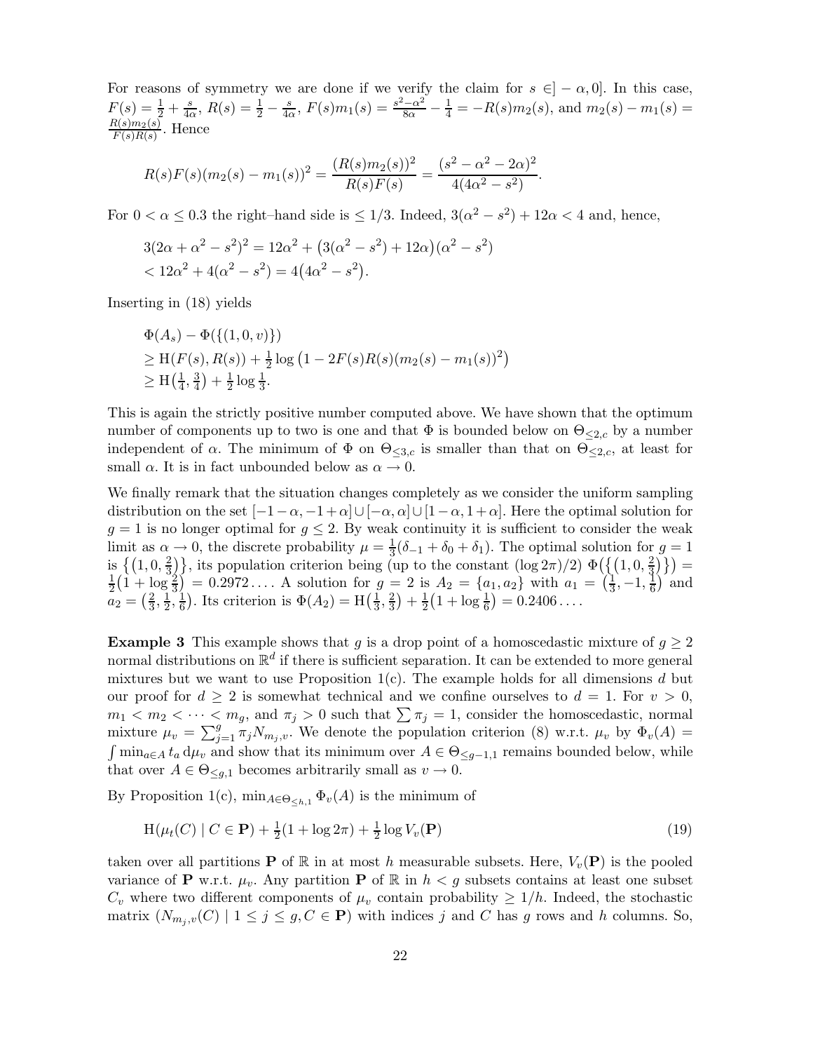For reasons of symmetry we are done if we verify the claim for $s \in ]-\alpha, 0]$. In this case, $F(s) = \frac{1}{2} + \frac{s}{4\alpha}$, $R(s) = \frac{1}{2} - \frac{s}{4\alpha}$, $F(s)m_1(s) = \frac{s^2-\alpha^2}{8\alpha} - \frac{1}{4} = -R(s)m_2(s)$, and $m_2(s) - m_1(s) = \frac{R(s)m_2(s)}{F(s)R(s)}$. Hence

$$R(s)F(s)(m_2(s) - m_1(s))^2 = \frac{(R(s)m_2(s))^2}{R(s)F(s)} = \frac{(s^2 - \alpha^2 - 2\alpha)^2}{4(4\alpha^2 - s^2)}.$$

For $0 < \alpha \leq 0.3$ the right–hand side is $\leq 1/3$. Indeed, $3(\alpha^2 - s^2) + 12\alpha < 4$ and, hence,

$$\begin{aligned}
&3(2\alpha + \alpha^2 - s^2)^2 = 12\alpha^2 + \big(3(\alpha^2 - s^2) + 12\alpha\big)(\alpha^2 - s^2) \\
&< 12\alpha^2 + 4(\alpha^2 - s^2) = 4\big(4\alpha^2 - s^2\big).
\end{aligned}$$

Inserting in (18) yields

$$\begin{aligned}
&\Phi(A_s) - \Phi(\{(1, 0, v)\}) \\
&\geq \mathrm{H}(F(s), R(s)) + \tfrac{1}{2}\log\big(1 - 2F(s)R(s)(m_2(s) - m_1(s))^2\big) \\
&\geq \mathrm{H}\big(\tfrac{1}{4}, \tfrac{3}{4}\big) + \tfrac{1}{2}\log\tfrac{1}{3}.
\end{aligned}$$

This is again the strictly positive number computed above. We have shown that the optimum number of components up to two is one and that $\Phi$ is bounded below on $\Theta_{\leq 2,c}$ by a number independent of $\alpha$. The minimum of $\Phi$ on $\Theta_{\leq 3,c}$ is smaller than that on $\Theta_{\leq 2,c}$, at least for small $\alpha$. It is in fact unbounded below as $\alpha \to 0$.

We finally remark that the situation changes completely as we consider the uniform sampling distribution on the set $[-1-\alpha, -1+\alpha] \cup [-\alpha, \alpha] \cup [1-\alpha, 1+\alpha]$. Here the optimal solution for $g = 1$ is no longer optimal for $g \leq 2$. By weak continuity it is sufficient to consider the weak limit as $\alpha \to 0$, the discrete probability $\mu = \frac{1}{3}(\delta_{-1} + \delta_0 + \delta_1)$. The optimal solution for $g = 1$ is $\big\{\big(1, 0, \frac{2}{3}\big)\big\}$, its population criterion being (up to the constant $(\log 2\pi)/2$) $\Phi\big(\big\{\big(1, 0, \frac{2}{3}\big)\big\}\big) = \frac{1}{2}\big(1 + \log\frac{2}{3}\big) = 0.2972\ldots$. A solution for $g = 2$ is $A_2 = \{a_1, a_2\}$ with $a_1 = \big(\frac{1}{3}, -1, \frac{1}{6}\big)$ and $a_2 = \big(\frac{2}{3}, \frac{1}{2}, \frac{1}{6}\big)$. Its criterion is $\Phi(A_2) = \mathrm{H}\big(\frac{1}{3}, \frac{2}{3}\big) + \frac{1}{2}\big(1 + \log\frac{1}{6}\big) = 0.2406\ldots$.

**Example 3** This example shows that $g$ is a drop point of a homoscedastic mixture of $g \geq 2$ normal distributions on $\mathbb{R}^d$ if there is sufficient separation. It can be extended to more general mixtures but we want to use Proposition 1(c). The example holds for all dimensions $d$ but our proof for $d \geq 2$ is somewhat technical and we confine ourselves to $d = 1$. For $v > 0$, $m_1 < m_2 < \cdots < m_g$, and $\pi_j > 0$ such that $\sum \pi_j = 1$, consider the homoscedastic, normal mixture $\mu_v = \sum_{j=1}^{g} \pi_j N_{m_j,v}$. We denote the population criterion (8) w.r.t. $\mu_v$ by $\Phi_v(A) = \int \min_{a \in A} t_a \, \mathrm{d}\mu_v$ and show that its minimum over $A \in \Theta_{\leq g-1,1}$ remains bounded below, while that over $A \in \Theta_{\leq g,1}$ becomes arbitrarily small as $v \to 0$.

By Proposition 1(c), $\min_{A \in \Theta_{\leq h,1}} \Phi_v(A)$ is the minimum of

$$\mathrm{H}(\mu_t(C) \mid C \in \mathbf{P}) + \tfrac{1}{2}(1 + \log 2\pi) + \tfrac{1}{2}\log V_v(\mathbf{P}) \tag{19}$$

taken over all partitions $\mathbf{P}$ of $\mathbb{R}$ in at most $h$ measurable subsets. Here, $V_v(\mathbf{P})$ is the pooled variance of $\mathbf{P}$ w.r.t. $\mu_v$. Any partition $\mathbf{P}$ of $\mathbb{R}$ in $h < g$ subsets contains at least one subset $C_v$ where two different components of $\mu_v$ contain probability $\geq 1/h$. Indeed, the stochastic matrix $(N_{m_j,v}(C) \mid 1 \leq j \leq g, C \in \mathbf{P})$ with indices $j$ and $C$ has $g$ rows and $h$ columns. So,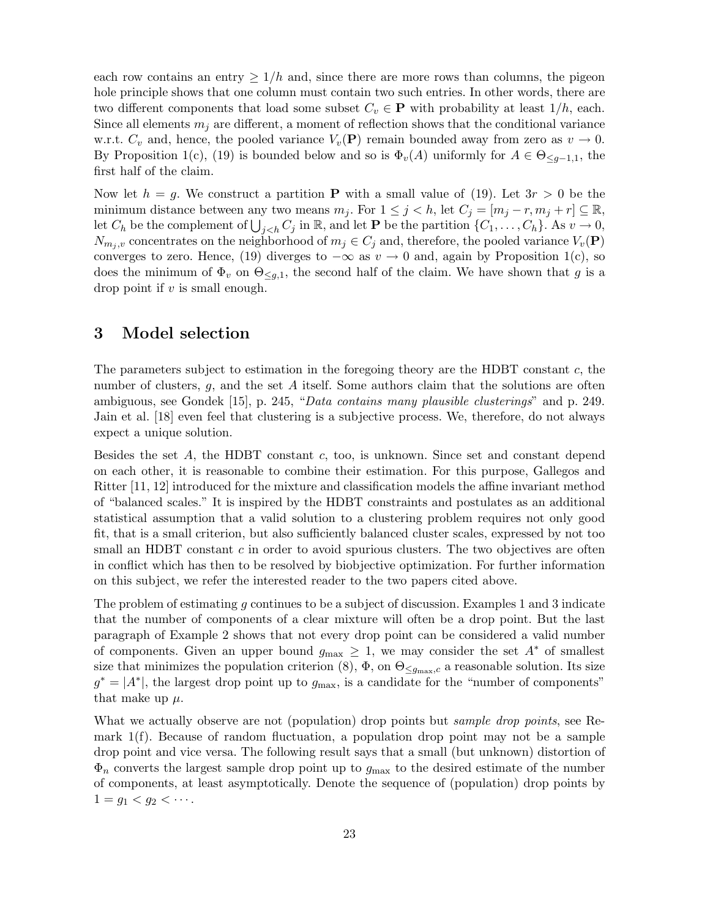each row contains an entry $\geq 1/h$ and, since there are more rows than columns, the pigeon hole principle shows that one column must contain two such entries. In other words, there are two different components that load some subset $C_v \in \mathbf{P}$ with probability at least $1/h$, each. Since all elements $m_j$ are different, a moment of reflection shows that the conditional variance w.r.t. $C_v$ and, hence, the pooled variance $V_v(\mathbf{P})$ remain bounded away from zero as $v \to 0$. By Proposition 1(c), (19) is bounded below and so is $\Phi_v(A)$ uniformly for $A \in \Theta_{\leq g-1,1}$, the first half of the claim.

Now let $h = g$. We construct a partition $\mathbf{P}$ with a small value of (19). Let $3r > 0$ be the minimum distance between any two means $m_j$. For $1 \leq j < h$, let $C_j = [m_j - r, m_j + r] \subseteq \mathbb{R}$, let $C_h$ be the complement of $\bigcup_{j<h} C_j$ in $\mathbb{R}$, and let $\mathbf{P}$ be the partition $\{C_1, \ldots, C_h\}$. As $v \to 0$, $N_{m_j,v}$ concentrates on the neighborhood of $m_j \in C_j$ and, therefore, the pooled variance $V_v(\mathbf{P})$ converges to zero. Hence, (19) diverges to $-\infty$ as $v \to 0$ and, again by Proposition 1(c), so does the minimum of $\Phi_v$ on $\Theta_{\leq g,1}$, the second half of the claim. We have shown that $g$ is a drop point if $v$ is small enough.

## 3 Model selection

The parameters subject to estimation in the foregoing theory are the HDBT constant $c$, the number of clusters, $g$, and the set $A$ itself. Some authors claim that the solutions are often ambiguous, see Gondek [15], p. 245, "*Data contains many plausible clusterings*" and p. 249. Jain et al. [18] even feel that clustering is a subjective process. We, therefore, do not always expect a unique solution.

Besides the set $A$, the HDBT constant $c$, too, is unknown. Since set and constant depend on each other, it is reasonable to combine their estimation. For this purpose, Gallegos and Ritter [11, 12] introduced for the mixture and classification models the affine invariant method of "balanced scales." It is inspired by the HDBT constraints and postulates as an additional statistical assumption that a valid solution to a clustering problem requires not only good fit, that is a small criterion, but also sufficiently balanced cluster scales, expressed by not too small an HDBT constant $c$ in order to avoid spurious clusters. The two objectives are often in conflict which has then to be resolved by biobjective optimization. For further information on this subject, we refer the interested reader to the two papers cited above.

The problem of estimating $g$ continues to be a subject of discussion. Examples 1 and 3 indicate that the number of components of a clear mixture will often be a drop point. But the last paragraph of Example 2 shows that not every drop point can be considered a valid number of components. Given an upper bound $g_{\max} \geq 1$, we may consider the set $A^*$ of smallest size that minimizes the population criterion (8), $\Phi$, on $\Theta_{\leq g_{\max},c}$ a reasonable solution. Its size $g^* = |A^*|$, the largest drop point up to $g_{\max}$, is a candidate for the "number of components" that make up $\mu$.

What we actually observe are not (population) drop points but *sample drop points*, see Remark 1(f). Because of random fluctuation, a population drop point may not be a sample drop point and vice versa. The following result says that a small (but unknown) distortion of $\Phi_n$ converts the largest sample drop point up to $g_{\max}$ to the desired estimate of the number of components, at least asymptotically. Denote the sequence of (population) drop points by $1 = g_1 < g_2 < \cdots$.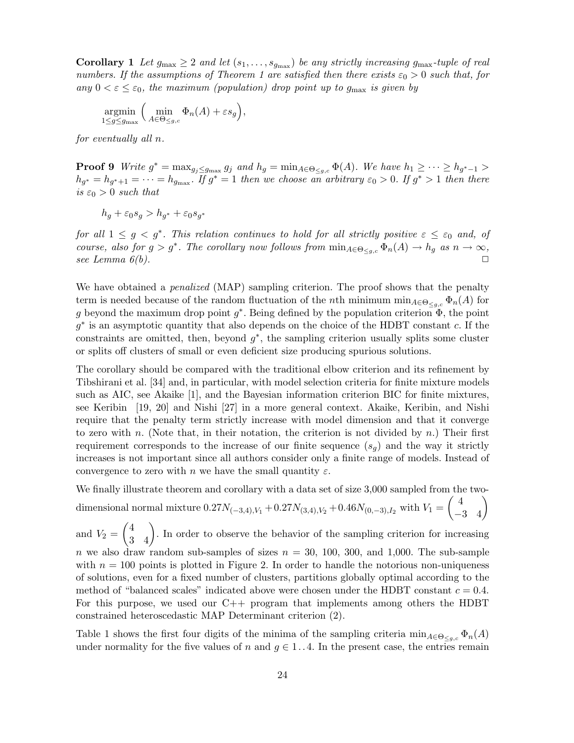**Corollary 1** *Let $g_{\max} \geq 2$ and let $(s_1, \ldots, s_{g_{\max}})$ be any strictly increasing $g_{\max}$-tuple of real numbers. If the assumptions of Theorem 1 are satisfied then there exists $\varepsilon_0 > 0$ such that, for any $0 < \varepsilon \leq \varepsilon_0$, the maximum (population) drop point up to $g_{\max}$ is given by*

$$\underset{1 \leq g \leq g_{\max}}{\operatorname{argmin}} \Big( \min_{A \in \Theta_{\leq g,c}} \Phi_n(A) + \varepsilon s_g \Big),$$

*for eventually all $n$.*

**Proof 9** *Write $g^* = \max_{g_j \leq g_{\max}} g_j$ and $h_g = \min_{A \in \Theta_{\leq g,c}} \Phi(A)$. We have $h_1 \geq \cdots \geq h_{g^*-1} > h_{g^*} = h_{g^*+1} = \cdots = h_{g_{\max}}$. If $g^* = 1$ then we choose an arbitrary $\varepsilon_0 > 0$. If $g^* > 1$ then there is $\varepsilon_0 > 0$ such that*

$$h_g + \varepsilon_0 s_g > h_{g^*} + \varepsilon_0 s_{g^*}$$

*for all $1 \leq g < g^*$. This relation continues to hold for all strictly positive $\varepsilon \leq \varepsilon_0$ and, of course, also for $g > g^*$. The corollary now follows from $\min_{A \in \Theta_{\leq g,c}} \Phi_n(A) \to h_g$ as $n \to \infty$, see Lemma 6(b).* □

We have obtained a *penalized* (MAP) sampling criterion. The proof shows that the penalty term is needed because of the random fluctuation of the $n$th minimum $\min_{A \in \Theta_{\leq g,c}} \Phi_n(A)$ for $g$ beyond the maximum drop point $g^*$. Being defined by the population criterion $\Phi$, the point $g^*$ is an asymptotic quantity that also depends on the choice of the HDBT constant $c$. If the constraints are omitted, then, beyond $g^*$, the sampling criterion usually splits some cluster or splits off clusters of small or even deficient size producing spurious solutions.

The corollary should be compared with the traditional elbow criterion and its refinement by Tibshirani et al. [34] and, in particular, with model selection criteria for finite mixture models such as AIC, see Akaike [1], and the Bayesian information criterion BIC for finite mixtures, see Keribin [19, 20] and Nishi [27] in a more general context. Akaike, Keribin, and Nishi require that the penalty term strictly increase with model dimension and that it converge to zero with $n$. (Note that, in their notation, the criterion is not divided by $n$.) Their first requirement corresponds to the increase of our finite sequence $(s_g)$ and the way it strictly increases is not important since all authors consider only a finite range of models. Instead of convergence to zero with $n$ we have the small quantity $\varepsilon$.

We finally illustrate theorem and corollary with a data set of size 3,000 sampled from the two-dimensional normal mixture $0.27N_{(-3,4),V_1} + 0.27N_{(3,4),V_2} + 0.46N_{(0,-3),I_2}$ with $V_1 = \begin{pmatrix} 4 & \\ -3 & 4 \end{pmatrix}$ and $V_2 = \begin{pmatrix} 4 & \\ 3 & 4 \end{pmatrix}$. In order to observe the behavior of the sampling criterion for increasing $n$ we also draw random sub-samples of sizes $n = 30$, 100, 300, and 1,000. The sub-sample with $n = 100$ points is plotted in Figure 2. In order to handle the notorious non-uniqueness of solutions, even for a fixed number of clusters, partitions globally optimal according to the method of "balanced scales" indicated above were chosen under the HDBT constant $c = 0.4$. For this purpose, we used our C++ program that implements among others the HDBT constrained heteroscedastic MAP Determinant criterion (2).

Table 1 shows the first four digits of the minima of the sampling criteria $\min_{A \in \Theta_{\leq g,c}} \Phi_n(A)$ under normality for the five values of $n$ and $g \in 1\,..\,4$. In the present case, the entries remain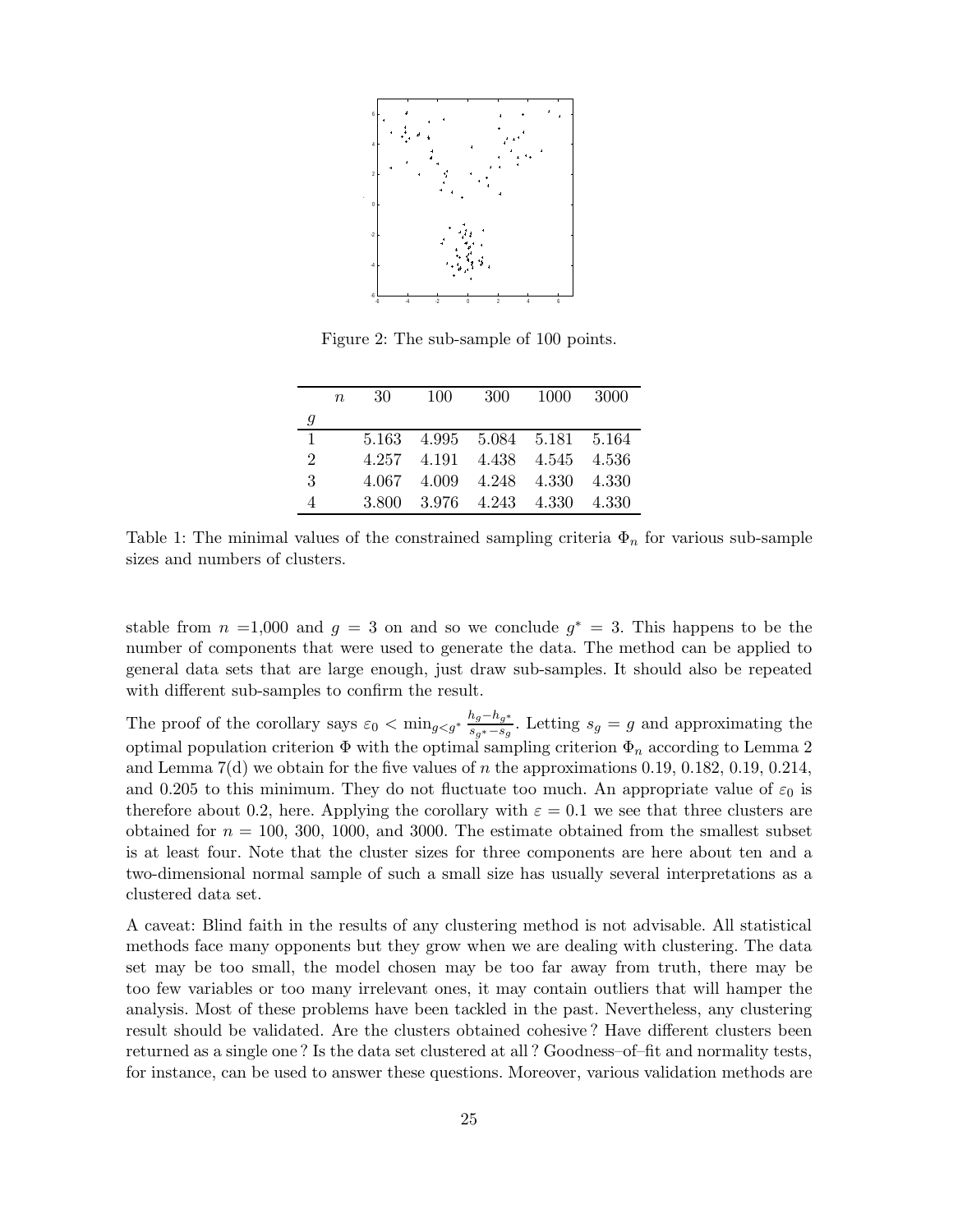Figure 2: The sub-sample of 100 points.

| $g$ \ $n$ | 30 | 100 | 300 | 1000 | 3000 |
|---|---|---|---|---|---|
| 1 | 5.163 | 4.995 | 5.084 | 5.181 | 5.164 |
| 2 | 4.257 | 4.191 | 4.438 | 4.545 | 4.536 |
| 3 | 4.067 | 4.009 | 4.248 | 4.330 | 4.330 |
| 4 | 3.800 | 3.976 | 4.243 | 4.330 | 4.330 |

Table 1: The minimal values of the constrained sampling criteria $\Phi_n$ for various sub-sample sizes and numbers of clusters.

stable from $n$ =1,000 and $g = 3$ on and so we conclude $g^* = 3$. This happens to be the number of components that were used to generate the data. The method can be applied to general data sets that are large enough, just draw sub-samples. It should also be repeated with different sub-samples to confirm the result.

The proof of the corollary says $\varepsilon_0 < \min_{g<g^*} \frac{h_g - h_{g^*}}{s_{g^*} - s_g}$. Letting $s_g = g$ and approximating the optimal population criterion $\Phi$ with the optimal sampling criterion $\Phi_n$ according to Lemma 2 and Lemma 7(d) we obtain for the five values of $n$ the approximations 0.19, 0.182, 0.19, 0.214, and 0.205 to this minimum. They do not fluctuate too much. An appropriate value of $\varepsilon_0$ is therefore about 0.2, here. Applying the corollary with $\varepsilon = 0.1$ we see that three clusters are obtained for $n$ = 100, 300, 1000, and 3000. The estimate obtained from the smallest subset is at least four. Note that the cluster sizes for three components are here about ten and a two-dimensional normal sample of such a small size has usually several interpretations as a clustered data set.

A caveat: Blind faith in the results of any clustering method is not advisable. All statistical methods face many opponents but they grow when we are dealing with clustering. The data set may be too small, the model chosen may be too far away from truth, there may be too few variables or too many irrelevant ones, it may contain outliers that will hamper the analysis. Most of these problems have been tackled in the past. Nevertheless, any clustering result should be validated. Are the clusters obtained cohesive? Have different clusters been returned as a single one? Is the data set clustered at all? Goodness–of–fit and normality tests, for instance, can be used to answer these questions. Moreover, various validation methods are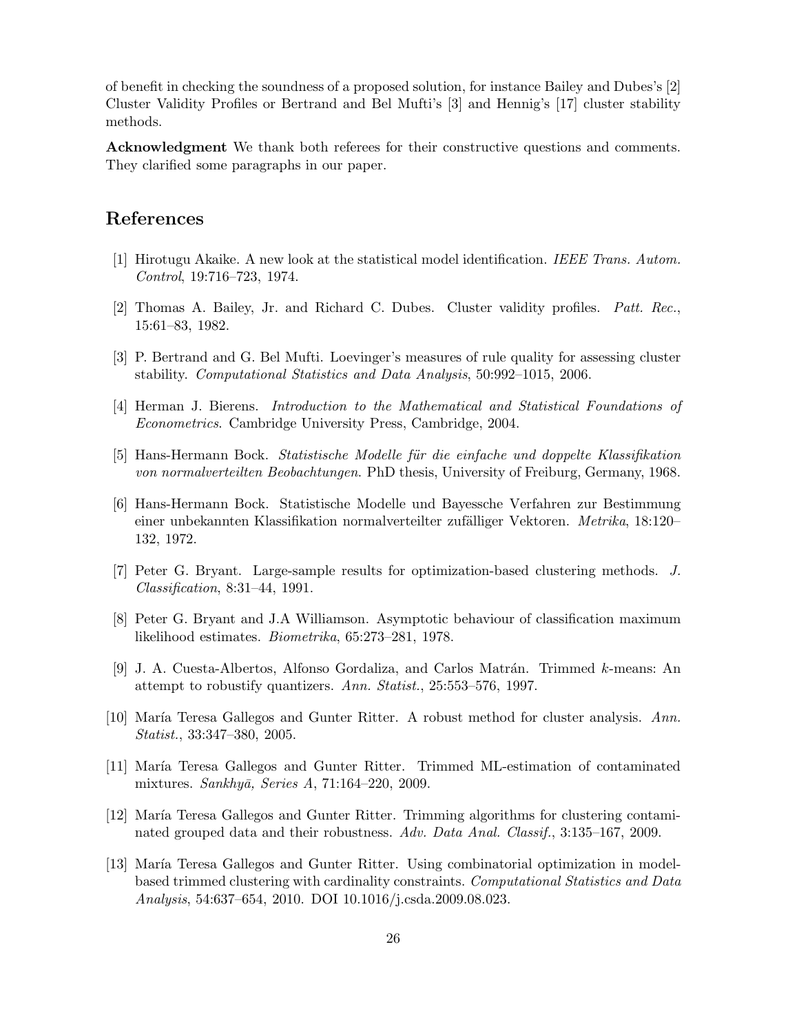of benefit in checking the soundness of a proposed solution, for instance Bailey and Dubes's [2] Cluster Validity Profiles or Bertrand and Bel Mufti's [3] and Hennig's [17] cluster stability methods.

**Acknowledgment** We thank both referees for their constructive questions and comments. They clarified some paragraphs in our paper.

# References

[1] Hirotugu Akaike. A new look at the statistical model identification. *IEEE Trans. Autom. Control*, 19:716–723, 1974.

[2] Thomas A. Bailey, Jr. and Richard C. Dubes. Cluster validity profiles. *Patt. Rec.*, 15:61–83, 1982.

[3] P. Bertrand and G. Bel Mufti. Loevinger's measures of rule quality for assessing cluster stability. *Computational Statistics and Data Analysis*, 50:992–1015, 2006.

[4] Herman J. Bierens. *Introduction to the Mathematical and Statistical Foundations of Econometrics*. Cambridge University Press, Cambridge, 2004.

[5] Hans-Hermann Bock. *Statistische Modelle für die einfache und doppelte Klassifikation von normalverteilten Beobachtungen*. PhD thesis, University of Freiburg, Germany, 1968.

[6] Hans-Hermann Bock. Statistische Modelle und Bayessche Verfahren zur Bestimmung einer unbekannten Klassifikation normalverteilter zufälliger Vektoren. *Metrika*, 18:120–132, 1972.

[7] Peter G. Bryant. Large-sample results for optimization-based clustering methods. *J. Classification*, 8:31–44, 1991.

[8] Peter G. Bryant and J.A Williamson. Asymptotic behaviour of classification maximum likelihood estimates. *Biometrika*, 65:273–281, 1978.

[9] J. A. Cuesta-Albertos, Alfonso Gordaliza, and Carlos Matrán. Trimmed $k$-means: An attempt to robustify quantizers. *Ann. Statist.*, 25:553–576, 1997.

[10] María Teresa Gallegos and Gunter Ritter. A robust method for cluster analysis. *Ann. Statist.*, 33:347–380, 2005.

[11] María Teresa Gallegos and Gunter Ritter. Trimmed ML-estimation of contaminated mixtures. *Sankhyā, Series A*, 71:164–220, 2009.

[12] María Teresa Gallegos and Gunter Ritter. Trimming algorithms for clustering contaminated grouped data and their robustness. *Adv. Data Anal. Classif.*, 3:135–167, 2009.

[13] María Teresa Gallegos and Gunter Ritter. Using combinatorial optimization in model-based trimmed clustering with cardinality constraints. *Computational Statistics and Data Analysis*, 54:637–654, 2010. DOI 10.1016/j.csda.2009.08.023.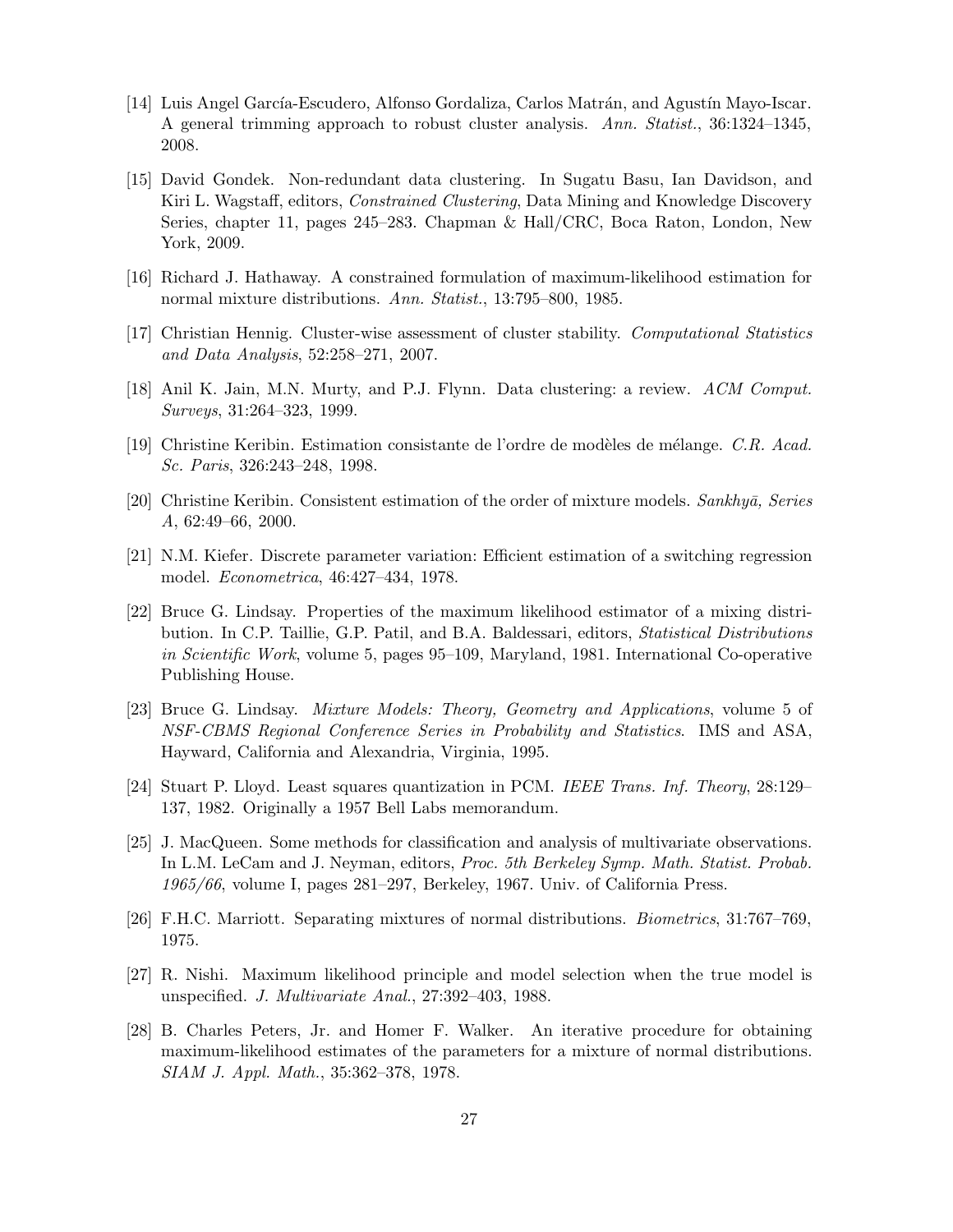[14] Luis Angel García-Escudero, Alfonso Gordaliza, Carlos Matrán, and Agustín Mayo-Iscar. A general trimming approach to robust cluster analysis. *Ann. Statist.*, 36:1324–1345, 2008.

[15] David Gondek. Non-redundant data clustering. In Sugatu Basu, Ian Davidson, and Kiri L. Wagstaff, editors, *Constrained Clustering*, Data Mining and Knowledge Discovery Series, chapter 11, pages 245–283. Chapman & Hall/CRC, Boca Raton, London, New York, 2009.

[16] Richard J. Hathaway. A constrained formulation of maximum-likelihood estimation for normal mixture distributions. *Ann. Statist.*, 13:795–800, 1985.

[17] Christian Hennig. Cluster-wise assessment of cluster stability. *Computational Statistics and Data Analysis*, 52:258–271, 2007.

[18] Anil K. Jain, M.N. Murty, and P.J. Flynn. Data clustering: a review. *ACM Comput. Surveys*, 31:264–323, 1999.

[19] Christine Keribin. Estimation consistante de l'ordre de modèles de mélange. *C.R. Acad. Sc. Paris*, 326:243–248, 1998.

[20] Christine Keribin. Consistent estimation of the order of mixture models. *Sankhyā, Series A*, 62:49–66, 2000.

[21] N.M. Kiefer. Discrete parameter variation: Efficient estimation of a switching regression model. *Econometrica*, 46:427–434, 1978.

[22] Bruce G. Lindsay. Properties of the maximum likelihood estimator of a mixing distribution. In C.P. Taillie, G.P. Patil, and B.A. Baldessari, editors, *Statistical Distributions in Scientific Work*, volume 5, pages 95–109, Maryland, 1981. International Co-operative Publishing House.

[23] Bruce G. Lindsay. *Mixture Models: Theory, Geometry and Applications*, volume 5 of *NSF-CBMS Regional Conference Series in Probability and Statistics*. IMS and ASA, Hayward, California and Alexandria, Virginia, 1995.

[24] Stuart P. Lloyd. Least squares quantization in PCM. *IEEE Trans. Inf. Theory*, 28:129–137, 1982. Originally a 1957 Bell Labs memorandum.

[25] J. MacQueen. Some methods for classification and analysis of multivariate observations. In L.M. LeCam and J. Neyman, editors, *Proc. 5th Berkeley Symp. Math. Statist. Probab. 1965/66*, volume I, pages 281–297, Berkeley, 1967. Univ. of California Press.

[26] F.H.C. Marriott. Separating mixtures of normal distributions. *Biometrics*, 31:767–769, 1975.

[27] R. Nishi. Maximum likelihood principle and model selection when the true model is unspecified. *J. Multivariate Anal.*, 27:392–403, 1988.

[28] B. Charles Peters, Jr. and Homer F. Walker. An iterative procedure for obtaining maximum-likelihood estimates of the parameters for a mixture of normal distributions. *SIAM J. Appl. Math.*, 35:362–378, 1978.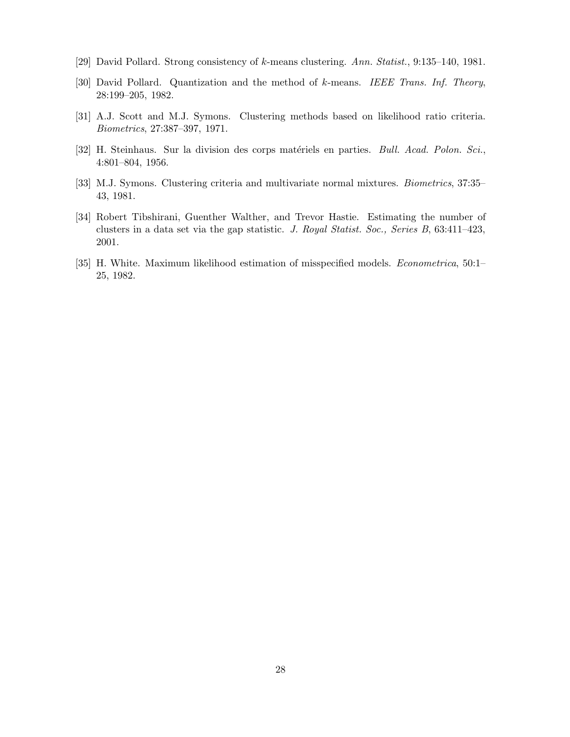[29] David Pollard. Strong consistency of $k$-means clustering. *Ann. Statist.*, 9:135–140, 1981.

[30] David Pollard. Quantization and the method of $k$-means. *IEEE Trans. Inf. Theory*, 28:199–205, 1982.

[31] A.J. Scott and M.J. Symons. Clustering methods based on likelihood ratio criteria. *Biometrics*, 27:387–397, 1971.

[32] H. Steinhaus. Sur la division des corps matériels en parties. *Bull. Acad. Polon. Sci.*, 4:801–804, 1956.

[33] M.J. Symons. Clustering criteria and multivariate normal mixtures. *Biometrics*, 37:35–43, 1981.

[34] Robert Tibshirani, Guenther Walther, and Trevor Hastie. Estimating the number of clusters in a data set via the gap statistic. *J. Royal Statist. Soc., Series B*, 63:411–423, 2001.

[35] H. White. Maximum likelihood estimation of misspecified models. *Econometrica*, 50:1–25, 1982.